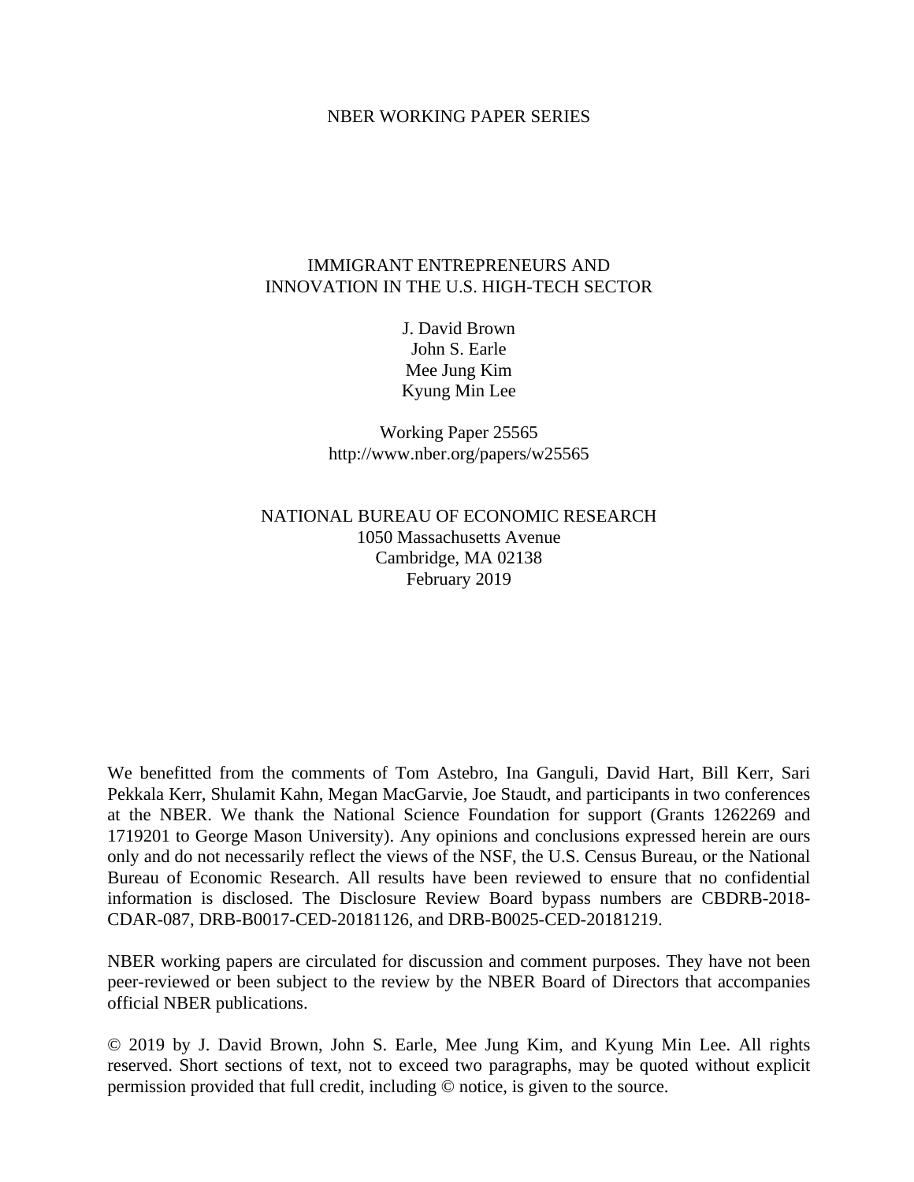NBER WORKING PAPER SERIES

# IMMIGRANT ENTREPRENEURS AND INNOVATION IN THE U.S. HIGH-TECH SECTOR

J. David Brown
John S. Earle
Mee Jung Kim
Kyung Min Lee

Working Paper 25565
http://www.nber.org/papers/w25565

NATIONAL BUREAU OF ECONOMIC RESEARCH
1050 Massachusetts Avenue
Cambridge, MA 02138
February 2019

We benefitted from the comments of Tom Astebro, Ina Ganguli, David Hart, Bill Kerr, Sari Pekkala Kerr, Shulamit Kahn, Megan MacGarvie, Joe Staudt, and participants in two conferences at the NBER. We thank the National Science Foundation for support (Grants 1262269 and 1719201 to George Mason University). Any opinions and conclusions expressed herein are ours only and do not necessarily reflect the views of the NSF, the U.S. Census Bureau, or the National Bureau of Economic Research. All results have been reviewed to ensure that no confidential information is disclosed. The Disclosure Review Board bypass numbers are CBDRB-2018-CDAR-087, DRB-B0017-CED-20181126, and DRB-B0025-CED-20181219.

NBER working papers are circulated for discussion and comment purposes. They have not been peer-reviewed or been subject to the review by the NBER Board of Directors that accompanies official NBER publications.

© 2019 by J. David Brown, John S. Earle, Mee Jung Kim, and Kyung Min Lee. All rights reserved. Short sections of text, not to exceed two paragraphs, may be quoted without explicit permission provided that full credit, including © notice, is given to the source.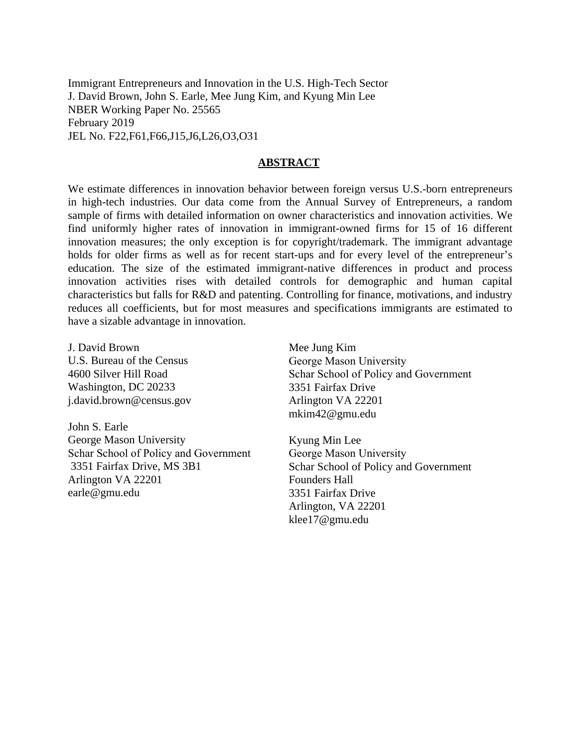Immigrant Entrepreneurs and Innovation in the U.S. High-Tech Sector
J. David Brown, John S. Earle, Mee Jung Kim, and Kyung Min Lee
NBER Working Paper No. 25565
February 2019
JEL No. F22,F61,F66,J15,J6,L26,O3,O31

## ABSTRACT

We estimate differences in innovation behavior between foreign versus U.S.-born entrepreneurs in high-tech industries. Our data come from the Annual Survey of Entrepreneurs, a random sample of firms with detailed information on owner characteristics and innovation activities. We find uniformly higher rates of innovation in immigrant-owned firms for 15 of 16 different innovation measures; the only exception is for copyright/trademark. The immigrant advantage holds for older firms as well as for recent start-ups and for every level of the entrepreneur's education. The size of the estimated immigrant-native differences in product and process innovation activities rises with detailed controls for demographic and human capital characteristics but falls for R&D and patenting. Controlling for finance, motivations, and industry reduces all coefficients, but for most measures and specifications immigrants are estimated to have a sizable advantage in innovation.

J. David Brown
U.S. Bureau of the Census
4600 Silver Hill Road
Washington, DC 20233
j.david.brown@census.gov

John S. Earle
George Mason University
Schar School of Policy and Government
3351 Fairfax Drive, MS 3B1
Arlington VA 22201
earle@gmu.edu

Mee Jung Kim
George Mason University
Schar School of Policy and Government
3351 Fairfax Drive
Arlington VA 22201
mkim42@gmu.edu

Kyung Min Lee
George Mason University
Schar School of Policy and Government
Founders Hall
3351 Fairfax Drive
Arlington, VA 22201
klee17@gmu.edu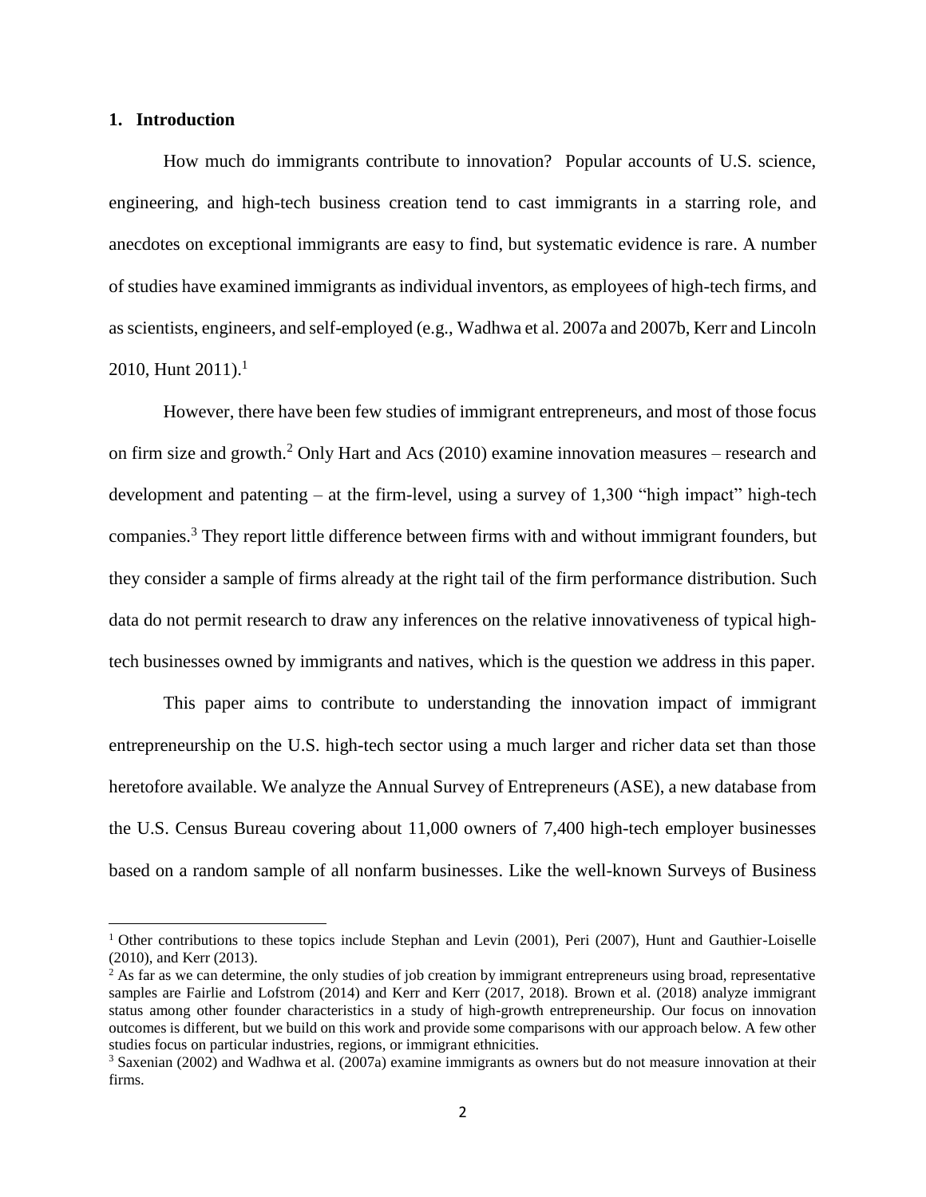## 1. Introduction

How much do immigrants contribute to innovation? Popular accounts of U.S. science, engineering, and high-tech business creation tend to cast immigrants in a starring role, and anecdotes on exceptional immigrants are easy to find, but systematic evidence is rare. A number of studies have examined immigrants as individual inventors, as employees of high-tech firms, and as scientists, engineers, and self-employed (e.g., Wadhwa et al. 2007a and 2007b, Kerr and Lincoln 2010, Hunt 2011).[1]

However, there have been few studies of immigrant entrepreneurs, and most of those focus on firm size and growth.[2] Only Hart and Acs (2010) examine innovation measures – research and development and patenting – at the firm-level, using a survey of 1,300 "high impact" high-tech companies.[3] They report little difference between firms with and without immigrant founders, but they consider a sample of firms already at the right tail of the firm performance distribution. Such data do not permit research to draw any inferences on the relative innovativeness of typical high-tech businesses owned by immigrants and natives, which is the question we address in this paper.

This paper aims to contribute to understanding the innovation impact of immigrant entrepreneurship on the U.S. high-tech sector using a much larger and richer data set than those heretofore available. We analyze the Annual Survey of Entrepreneurs (ASE), a new database from the U.S. Census Bureau covering about 11,000 owners of 7,400 high-tech employer businesses based on a random sample of all nonfarm businesses. Like the well-known Surveys of Business

---

[1] Other contributions to these topics include Stephan and Levin (2001), Peri (2007), Hunt and Gauthier-Loiselle (2010), and Kerr (2013).

[2] As far as we can determine, the only studies of job creation by immigrant entrepreneurs using broad, representative samples are Fairlie and Lofstrom (2014) and Kerr and Kerr (2017, 2018). Brown et al. (2018) analyze immigrant status among other founder characteristics in a study of high-growth entrepreneurship. Our focus on innovation outcomes is different, but we build on this work and provide some comparisons with our approach below. A few other studies focus on particular industries, regions, or immigrant ethnicities.

[3] Saxenian (2002) and Wadhwa et al. (2007a) examine immigrants as owners but do not measure innovation at their firms.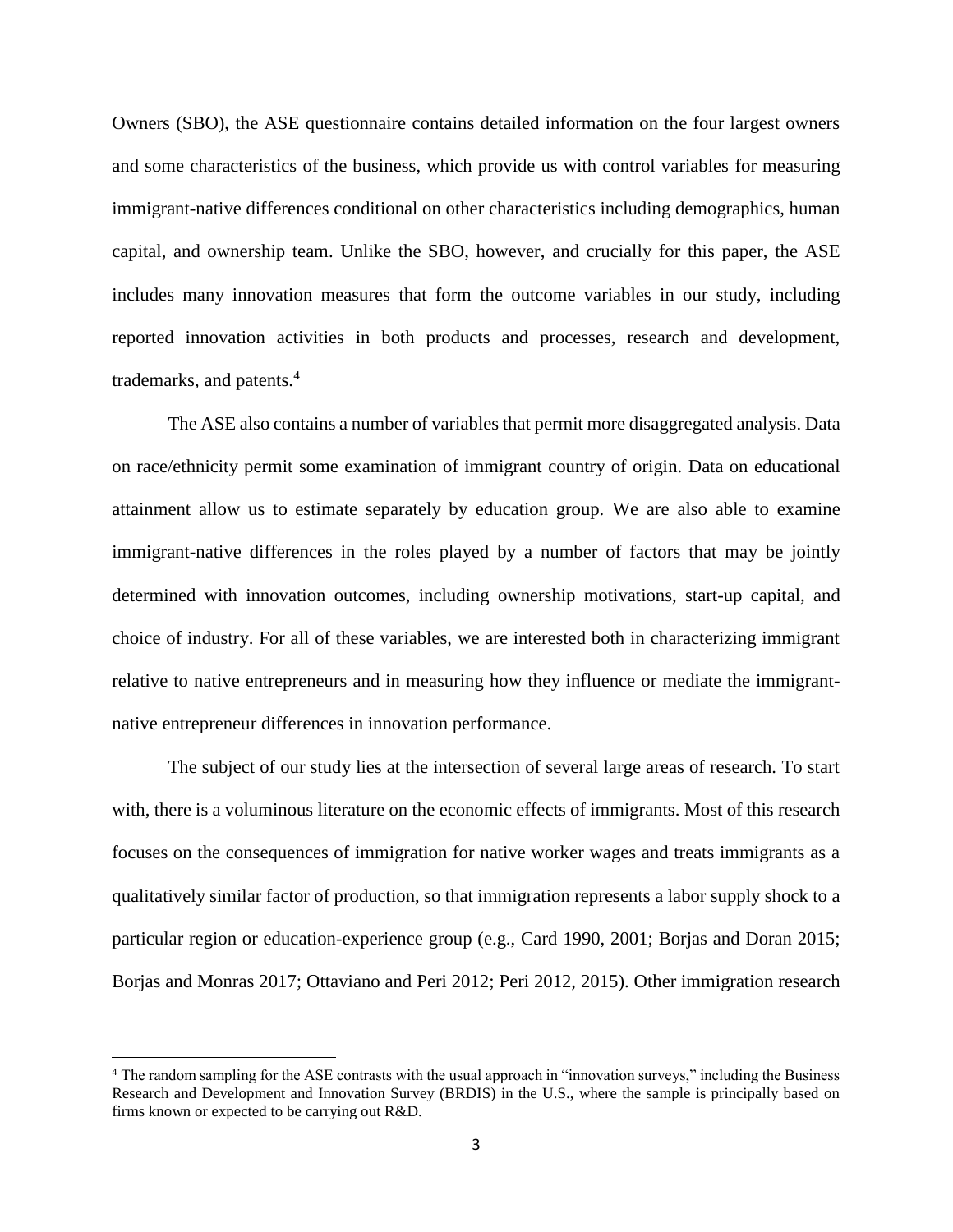Owners (SBO), the ASE questionnaire contains detailed information on the four largest owners and some characteristics of the business, which provide us with control variables for measuring immigrant-native differences conditional on other characteristics including demographics, human capital, and ownership team. Unlike the SBO, however, and crucially for this paper, the ASE includes many innovation measures that form the outcome variables in our study, including reported innovation activities in both products and processes, research and development, trademarks, and patents.[4]

The ASE also contains a number of variables that permit more disaggregated analysis. Data on race/ethnicity permit some examination of immigrant country of origin. Data on educational attainment allow us to estimate separately by education group. We are also able to examine immigrant-native differences in the roles played by a number of factors that may be jointly determined with innovation outcomes, including ownership motivations, start-up capital, and choice of industry. For all of these variables, we are interested both in characterizing immigrant relative to native entrepreneurs and in measuring how they influence or mediate the immigrant-native entrepreneur differences in innovation performance.

The subject of our study lies at the intersection of several large areas of research. To start with, there is a voluminous literature on the economic effects of immigrants. Most of this research focuses on the consequences of immigration for native worker wages and treats immigrants as a qualitatively similar factor of production, so that immigration represents a labor supply shock to a particular region or education-experience group (e.g., Card 1990, 2001; Borjas and Doran 2015; Borjas and Monras 2017; Ottaviano and Peri 2012; Peri 2012, 2015). Other immigration research

[4] The random sampling for the ASE contrasts with the usual approach in "innovation surveys," including the Business Research and Development and Innovation Survey (BRDIS) in the U.S., where the sample is principally based on firms known or expected to be carrying out R&D.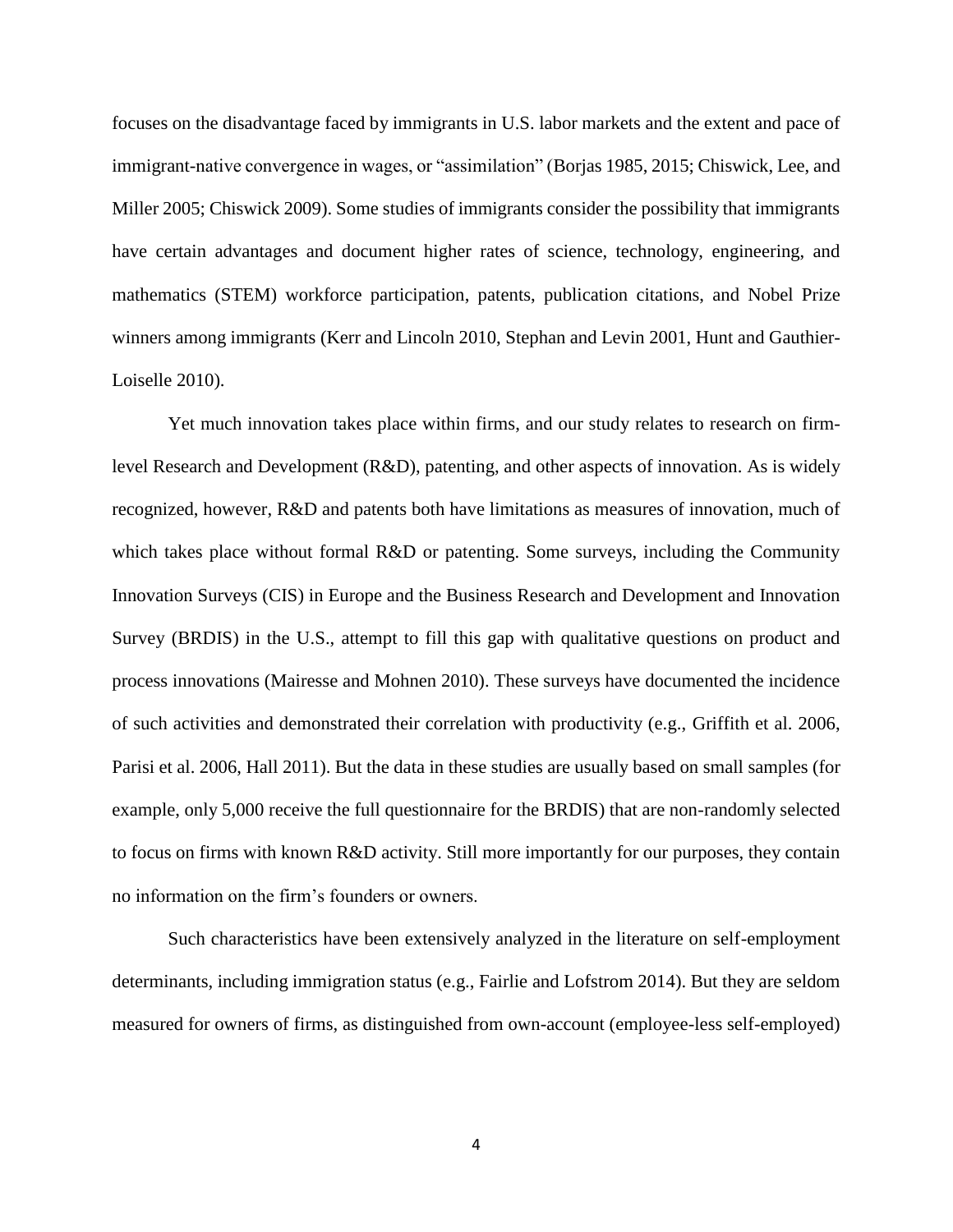focuses on the disadvantage faced by immigrants in U.S. labor markets and the extent and pace of immigrant-native convergence in wages, or "assimilation" (Borjas 1985, 2015; Chiswick, Lee, and Miller 2005; Chiswick 2009). Some studies of immigrants consider the possibility that immigrants have certain advantages and document higher rates of science, technology, engineering, and mathematics (STEM) workforce participation, patents, publication citations, and Nobel Prize winners among immigrants (Kerr and Lincoln 2010, Stephan and Levin 2001, Hunt and Gauthier-Loiselle 2010).

Yet much innovation takes place within firms, and our study relates to research on firm-level Research and Development (R&D), patenting, and other aspects of innovation. As is widely recognized, however, R&D and patents both have limitations as measures of innovation, much of which takes place without formal R&D or patenting. Some surveys, including the Community Innovation Surveys (CIS) in Europe and the Business Research and Development and Innovation Survey (BRDIS) in the U.S., attempt to fill this gap with qualitative questions on product and process innovations (Mairesse and Mohnen 2010). These surveys have documented the incidence of such activities and demonstrated their correlation with productivity (e.g., Griffith et al. 2006, Parisi et al. 2006, Hall 2011). But the data in these studies are usually based on small samples (for example, only 5,000 receive the full questionnaire for the BRDIS) that are non-randomly selected to focus on firms with known R&D activity. Still more importantly for our purposes, they contain no information on the firm's founders or owners.

Such characteristics have been extensively analyzed in the literature on self-employment determinants, including immigration status (e.g., Fairlie and Lofstrom 2014). But they are seldom measured for owners of firms, as distinguished from own-account (employee-less self-employed)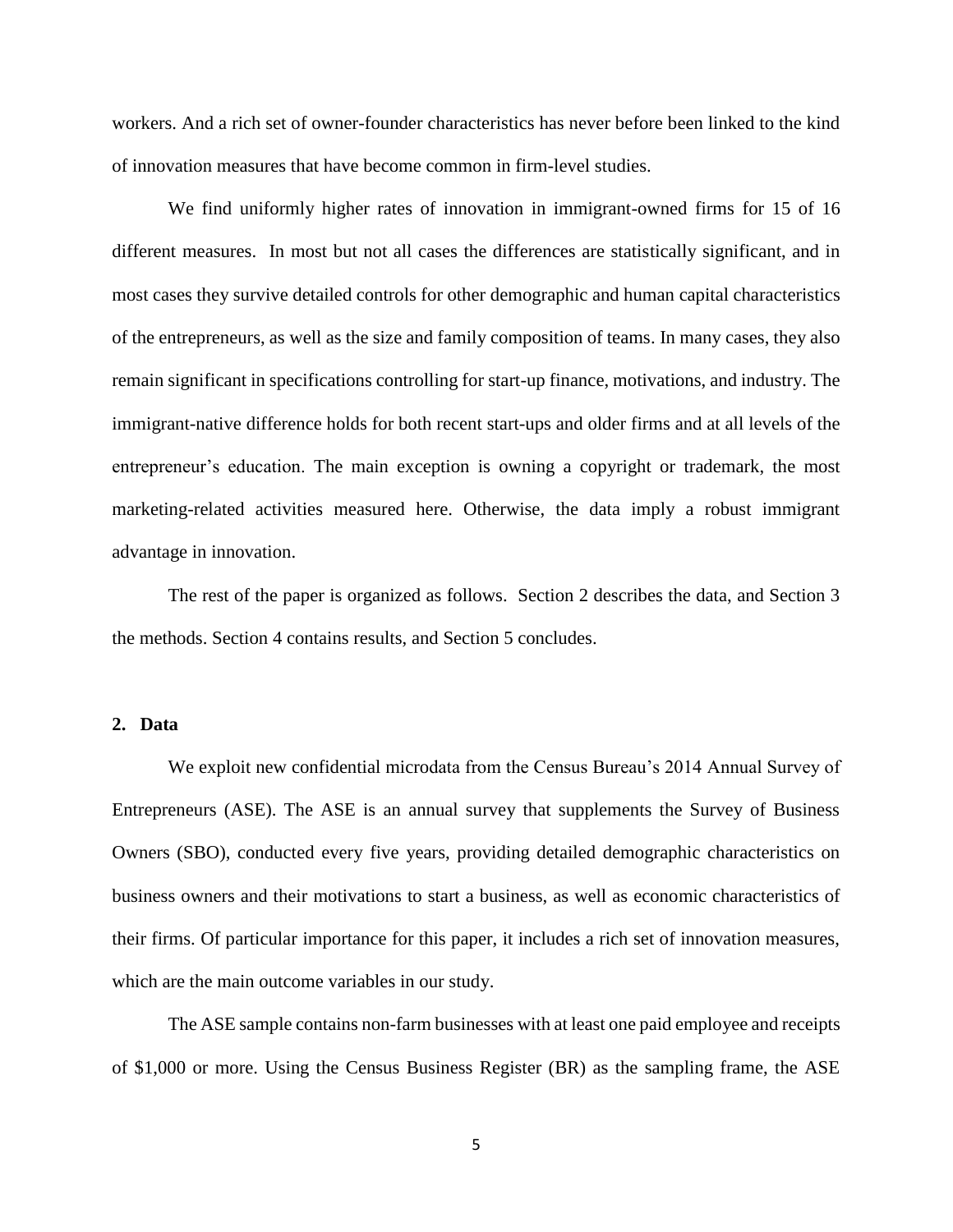workers. And a rich set of owner-founder characteristics has never before been linked to the kind of innovation measures that have become common in firm-level studies.

We find uniformly higher rates of innovation in immigrant-owned firms for 15 of 16 different measures. In most but not all cases the differences are statistically significant, and in most cases they survive detailed controls for other demographic and human capital characteristics of the entrepreneurs, as well as the size and family composition of teams. In many cases, they also remain significant in specifications controlling for start-up finance, motivations, and industry. The immigrant-native difference holds for both recent start-ups and older firms and at all levels of the entrepreneur's education. The main exception is owning a copyright or trademark, the most marketing-related activities measured here. Otherwise, the data imply a robust immigrant advantage in innovation.

The rest of the paper is organized as follows. Section 2 describes the data, and Section 3 the methods. Section 4 contains results, and Section 5 concludes.

## 2. Data

We exploit new confidential microdata from the Census Bureau's 2014 Annual Survey of Entrepreneurs (ASE). The ASE is an annual survey that supplements the Survey of Business Owners (SBO), conducted every five years, providing detailed demographic characteristics on business owners and their motivations to start a business, as well as economic characteristics of their firms. Of particular importance for this paper, it includes a rich set of innovation measures, which are the main outcome variables in our study.

The ASE sample contains non-farm businesses with at least one paid employee and receipts of $1,000 or more. Using the Census Business Register (BR) as the sampling frame, the ASE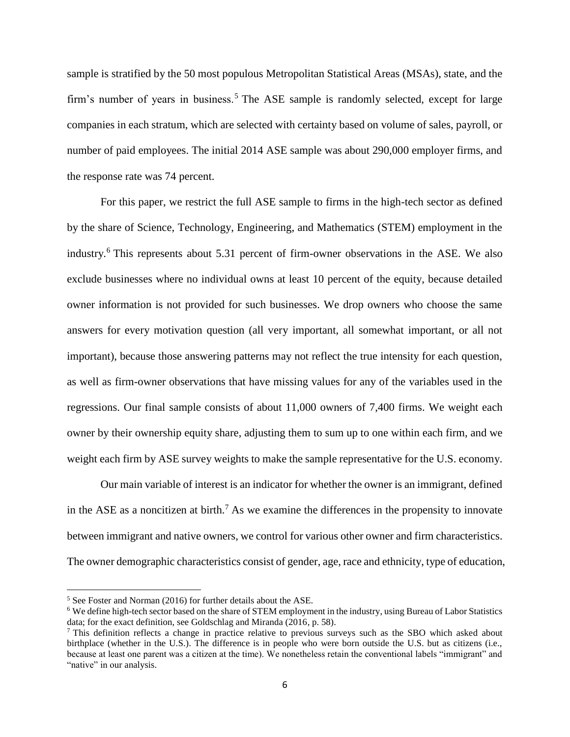sample is stratified by the 50 most populous Metropolitan Statistical Areas (MSAs), state, and the firm's number of years in business.[5] The ASE sample is randomly selected, except for large companies in each stratum, which are selected with certainty based on volume of sales, payroll, or number of paid employees. The initial 2014 ASE sample was about 290,000 employer firms, and the response rate was 74 percent.

For this paper, we restrict the full ASE sample to firms in the high-tech sector as defined by the share of Science, Technology, Engineering, and Mathematics (STEM) employment in the industry.[6] This represents about 5.31 percent of firm-owner observations in the ASE. We also exclude businesses where no individual owns at least 10 percent of the equity, because detailed owner information is not provided for such businesses. We drop owners who choose the same answers for every motivation question (all very important, all somewhat important, or all not important), because those answering patterns may not reflect the true intensity for each question, as well as firm-owner observations that have missing values for any of the variables used in the regressions. Our final sample consists of about 11,000 owners of 7,400 firms. We weight each owner by their ownership equity share, adjusting them to sum up to one within each firm, and we weight each firm by ASE survey weights to make the sample representative for the U.S. economy.

Our main variable of interest is an indicator for whether the owner is an immigrant, defined in the ASE as a noncitizen at birth.[7] As we examine the differences in the propensity to innovate between immigrant and native owners, we control for various other owner and firm characteristics. The owner demographic characteristics consist of gender, age, race and ethnicity, type of education,

[5] See Foster and Norman (2016) for further details about the ASE.

[6] We define high-tech sector based on the share of STEM employment in the industry, using Bureau of Labor Statistics data; for the exact definition, see Goldschlag and Miranda (2016, p. 58).

[7] This definition reflects a change in practice relative to previous surveys such as the SBO which asked about birthplace (whether in the U.S.). The difference is in people who were born outside the U.S. but as citizens (i.e., because at least one parent was a citizen at the time). We nonetheless retain the conventional labels "immigrant" and "native" in our analysis.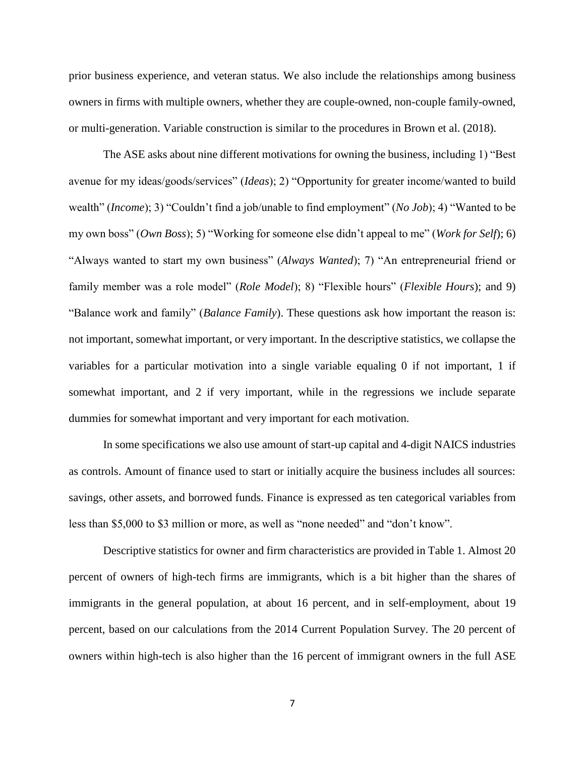prior business experience, and veteran status. We also include the relationships among business owners in firms with multiple owners, whether they are couple-owned, non-couple family-owned, or multi-generation. Variable construction is similar to the procedures in Brown et al. (2018).

The ASE asks about nine different motivations for owning the business, including 1) "Best avenue for my ideas/goods/services" (*Ideas*); 2) "Opportunity for greater income/wanted to build wealth" (*Income*); 3) "Couldn't find a job/unable to find employment" (*No Job*); 4) "Wanted to be my own boss" (*Own Boss*); 5) "Working for someone else didn't appeal to me" (*Work for Self*); 6) "Always wanted to start my own business" (*Always Wanted*); 7) "An entrepreneurial friend or family member was a role model" (*Role Model*); 8) "Flexible hours" (*Flexible Hours*); and 9) "Balance work and family" (*Balance Family*). These questions ask how important the reason is: not important, somewhat important, or very important. In the descriptive statistics, we collapse the variables for a particular motivation into a single variable equaling 0 if not important, 1 if somewhat important, and 2 if very important, while in the regressions we include separate dummies for somewhat important and very important for each motivation.

In some specifications we also use amount of start-up capital and 4-digit NAICS industries as controls. Amount of finance used to start or initially acquire the business includes all sources: savings, other assets, and borrowed funds. Finance is expressed as ten categorical variables from less than $5,000 to $3 million or more, as well as "none needed" and "don't know".

Descriptive statistics for owner and firm characteristics are provided in Table 1. Almost 20 percent of owners of high-tech firms are immigrants, which is a bit higher than the shares of immigrants in the general population, at about 16 percent, and in self-employment, about 19 percent, based on our calculations from the 2014 Current Population Survey. The 20 percent of owners within high-tech is also higher than the 16 percent of immigrant owners in the full ASE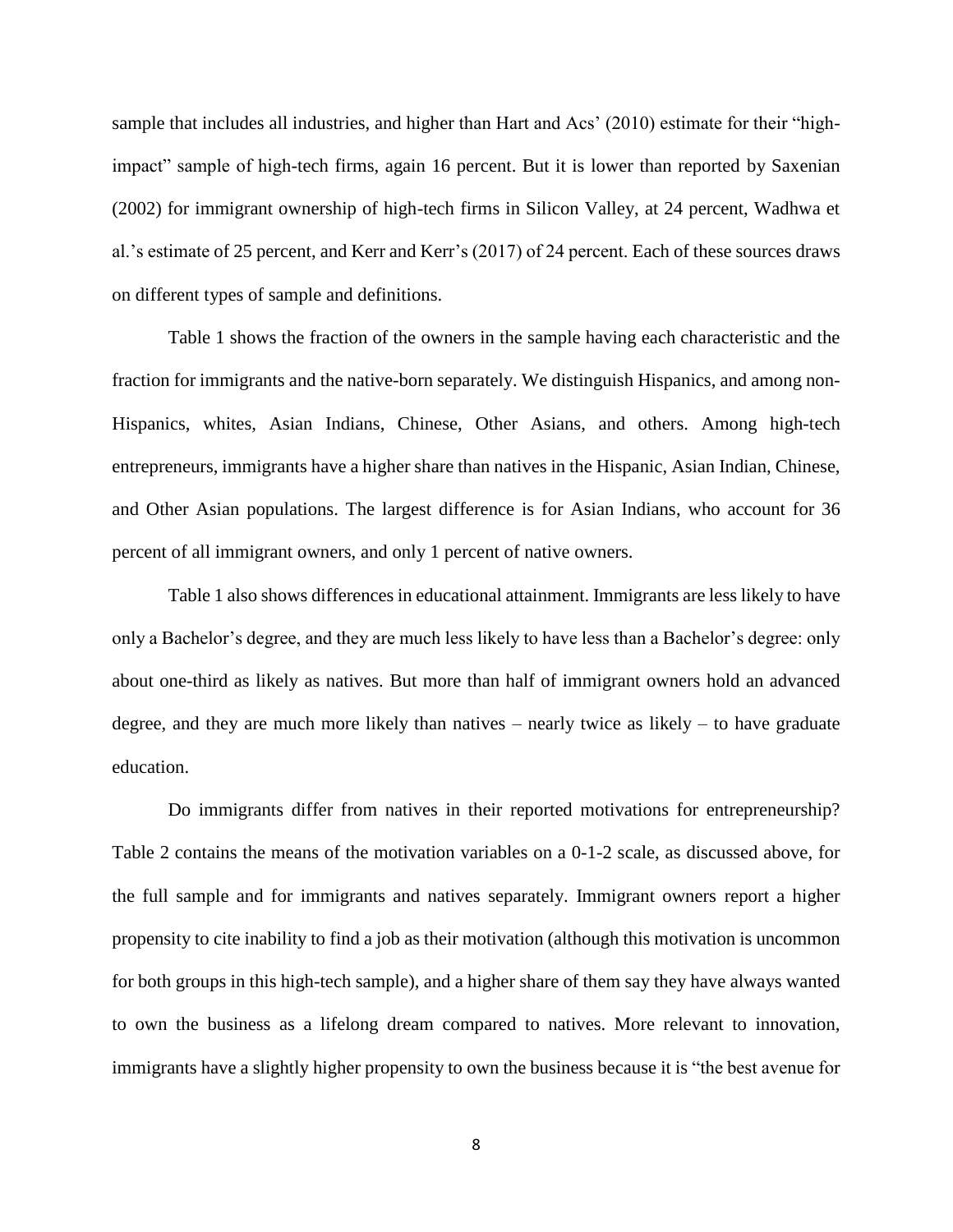sample that includes all industries, and higher than Hart and Acs' (2010) estimate for their "high-impact" sample of high-tech firms, again 16 percent. But it is lower than reported by Saxenian (2002) for immigrant ownership of high-tech firms in Silicon Valley, at 24 percent, Wadhwa et al.'s estimate of 25 percent, and Kerr and Kerr's (2017) of 24 percent. Each of these sources draws on different types of sample and definitions.

Table 1 shows the fraction of the owners in the sample having each characteristic and the fraction for immigrants and the native-born separately. We distinguish Hispanics, and among non-Hispanics, whites, Asian Indians, Chinese, Other Asians, and others. Among high-tech entrepreneurs, immigrants have a higher share than natives in the Hispanic, Asian Indian, Chinese, and Other Asian populations. The largest difference is for Asian Indians, who account for 36 percent of all immigrant owners, and only 1 percent of native owners.

Table 1 also shows differences in educational attainment. Immigrants are less likely to have only a Bachelor's degree, and they are much less likely to have less than a Bachelor's degree: only about one-third as likely as natives. But more than half of immigrant owners hold an advanced degree, and they are much more likely than natives – nearly twice as likely – to have graduate education.

Do immigrants differ from natives in their reported motivations for entrepreneurship? Table 2 contains the means of the motivation variables on a 0-1-2 scale, as discussed above, for the full sample and for immigrants and natives separately. Immigrant owners report a higher propensity to cite inability to find a job as their motivation (although this motivation is uncommon for both groups in this high-tech sample), and a higher share of them say they have always wanted to own the business as a lifelong dream compared to natives. More relevant to innovation, immigrants have a slightly higher propensity to own the business because it is "the best avenue for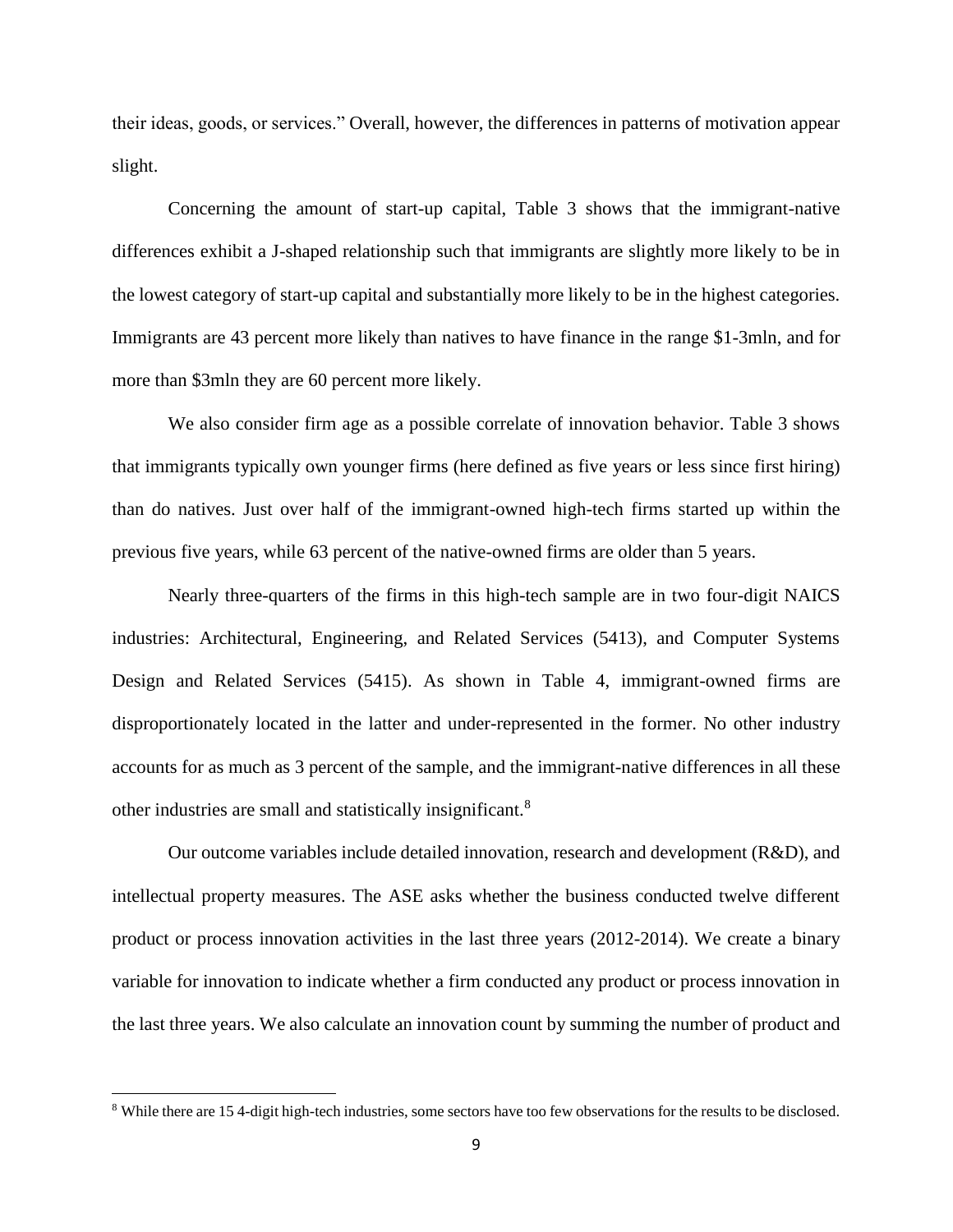their ideas, goods, or services." Overall, however, the differences in patterns of motivation appear slight.

Concerning the amount of start-up capital, Table 3 shows that the immigrant-native differences exhibit a J-shaped relationship such that immigrants are slightly more likely to be in the lowest category of start-up capital and substantially more likely to be in the highest categories. Immigrants are 43 percent more likely than natives to have finance in the range $1-3mln, and for more than $3mln they are 60 percent more likely.

We also consider firm age as a possible correlate of innovation behavior. Table 3 shows that immigrants typically own younger firms (here defined as five years or less since first hiring) than do natives. Just over half of the immigrant-owned high-tech firms started up within the previous five years, while 63 percent of the native-owned firms are older than 5 years.

Nearly three-quarters of the firms in this high-tech sample are in two four-digit NAICS industries: Architectural, Engineering, and Related Services (5413), and Computer Systems Design and Related Services (5415). As shown in Table 4, immigrant-owned firms are disproportionately located in the latter and under-represented in the former. No other industry accounts for as much as 3 percent of the sample, and the immigrant-native differences in all these other industries are small and statistically insignificant.[8]

Our outcome variables include detailed innovation, research and development (R&D), and intellectual property measures. The ASE asks whether the business conducted twelve different product or process innovation activities in the last three years (2012-2014). We create a binary variable for innovation to indicate whether a firm conducted any product or process innovation in the last three years. We also calculate an innovation count by summing the number of product and

[8] While there are 15 4-digit high-tech industries, some sectors have too few observations for the results to be disclosed.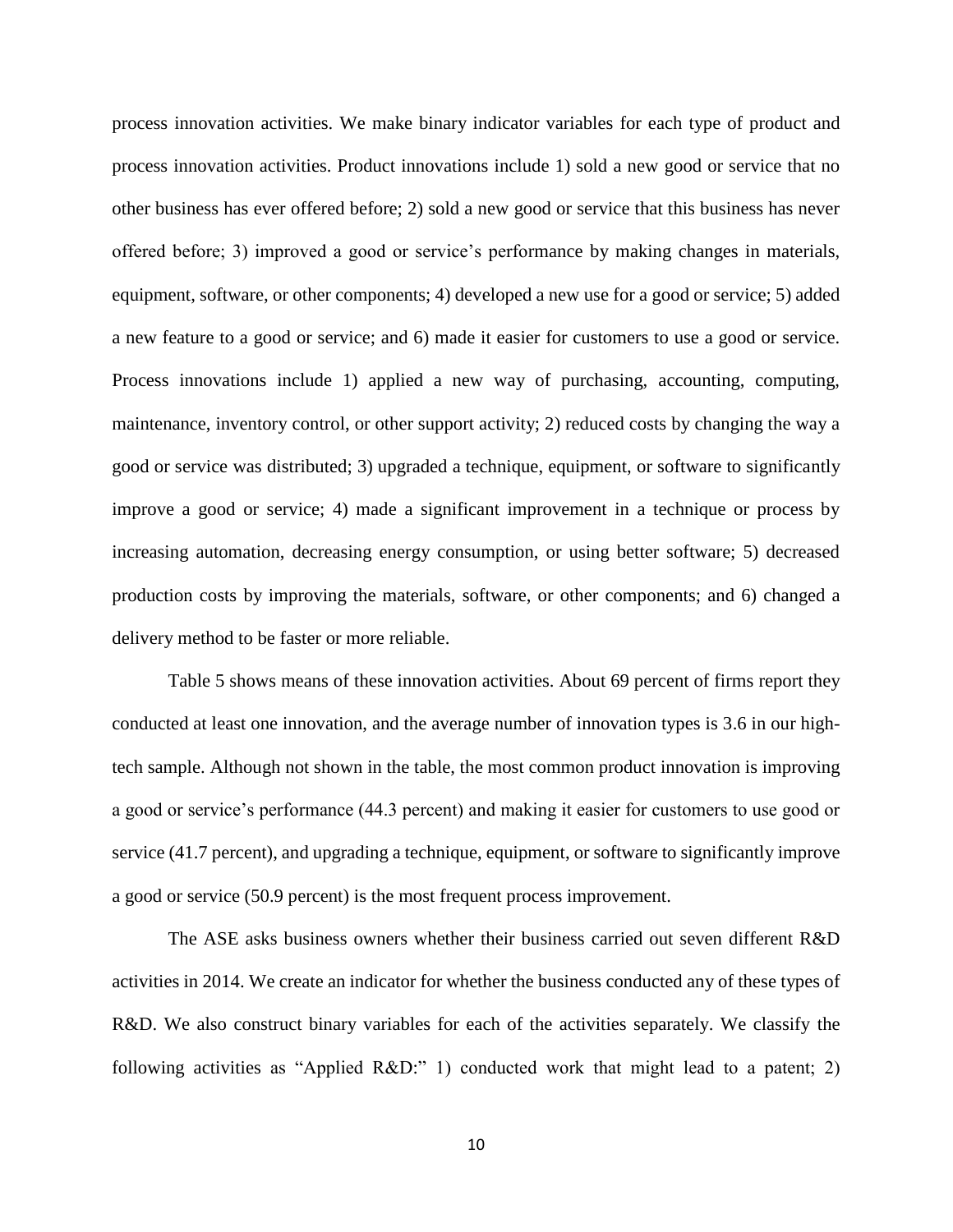process innovation activities. We make binary indicator variables for each type of product and process innovation activities. Product innovations include 1) sold a new good or service that no other business has ever offered before; 2) sold a new good or service that this business has never offered before; 3) improved a good or service's performance by making changes in materials, equipment, software, or other components; 4) developed a new use for a good or service; 5) added a new feature to a good or service; and 6) made it easier for customers to use a good or service. Process innovations include 1) applied a new way of purchasing, accounting, computing, maintenance, inventory control, or other support activity; 2) reduced costs by changing the way a good or service was distributed; 3) upgraded a technique, equipment, or software to significantly improve a good or service; 4) made a significant improvement in a technique or process by increasing automation, decreasing energy consumption, or using better software; 5) decreased production costs by improving the materials, software, or other components; and 6) changed a delivery method to be faster or more reliable.

Table 5 shows means of these innovation activities. About 69 percent of firms report they conducted at least one innovation, and the average number of innovation types is 3.6 in our high-tech sample. Although not shown in the table, the most common product innovation is improving a good or service's performance (44.3 percent) and making it easier for customers to use good or service (41.7 percent), and upgrading a technique, equipment, or software to significantly improve a good or service (50.9 percent) is the most frequent process improvement.

The ASE asks business owners whether their business carried out seven different R&D activities in 2014. We create an indicator for whether the business conducted any of these types of R&D. We also construct binary variables for each of the activities separately. We classify the following activities as "Applied R&D:" 1) conducted work that might lead to a patent; 2)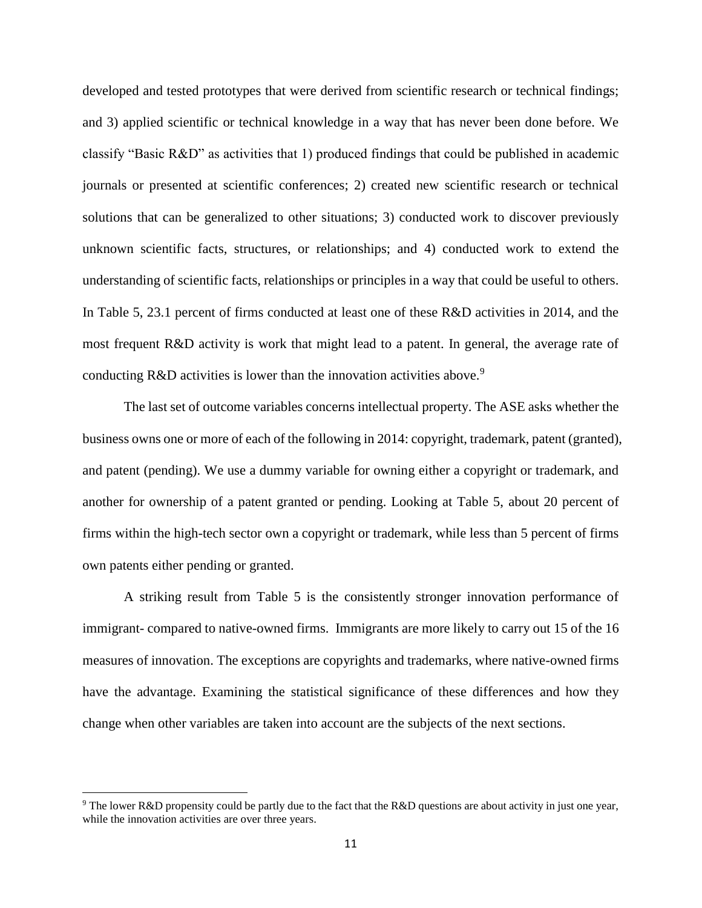developed and tested prototypes that were derived from scientific research or technical findings; and 3) applied scientific or technical knowledge in a way that has never been done before. We classify "Basic R&D" as activities that 1) produced findings that could be published in academic journals or presented at scientific conferences; 2) created new scientific research or technical solutions that can be generalized to other situations; 3) conducted work to discover previously unknown scientific facts, structures, or relationships; and 4) conducted work to extend the understanding of scientific facts, relationships or principles in a way that could be useful to others. In Table 5, 23.1 percent of firms conducted at least one of these R&D activities in 2014, and the most frequent R&D activity is work that might lead to a patent. In general, the average rate of conducting R&D activities is lower than the innovation activities above.[9]

The last set of outcome variables concerns intellectual property. The ASE asks whether the business owns one or more of each of the following in 2014: copyright, trademark, patent (granted), and patent (pending). We use a dummy variable for owning either a copyright or trademark, and another for ownership of a patent granted or pending. Looking at Table 5, about 20 percent of firms within the high-tech sector own a copyright or trademark, while less than 5 percent of firms own patents either pending or granted.

A striking result from Table 5 is the consistently stronger innovation performance of immigrant- compared to native-owned firms. Immigrants are more likely to carry out 15 of the 16 measures of innovation. The exceptions are copyrights and trademarks, where native-owned firms have the advantage. Examining the statistical significance of these differences and how they change when other variables are taken into account are the subjects of the next sections.

[9] The lower R&D propensity could be partly due to the fact that the R&D questions are about activity in just one year, while the innovation activities are over three years.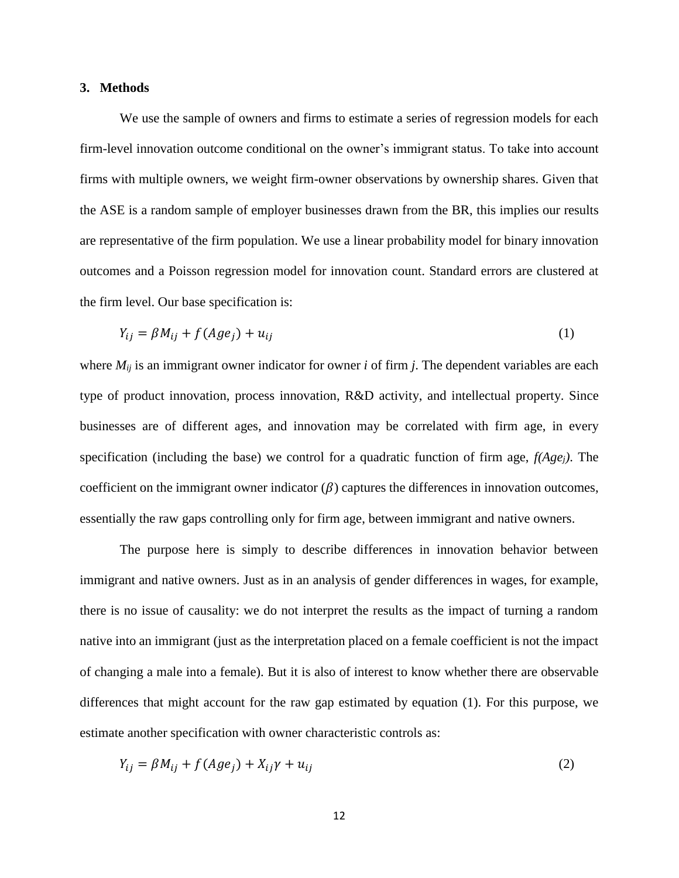## 3. Methods

We use the sample of owners and firms to estimate a series of regression models for each firm-level innovation outcome conditional on the owner's immigrant status. To take into account firms with multiple owners, we weight firm-owner observations by ownership shares. Given that the ASE is a random sample of employer businesses drawn from the BR, this implies our results are representative of the firm population. We use a linear probability model for binary innovation outcomes and a Poisson regression model for innovation count. Standard errors are clustered at the firm level. Our base specification is:

$$Y_{ij} = \beta M_{ij} + f(Age_j) + u_{ij} \tag{1}$$

where $M_{ij}$ is an immigrant owner indicator for owner $i$ of firm $j$. The dependent variables are each type of product innovation, process innovation, R&D activity, and intellectual property. Since businesses are of different ages, and innovation may be correlated with firm age, in every specification (including the base) we control for a quadratic function of firm age, $f(Age_j)$. The coefficient on the immigrant owner indicator ($\beta$) captures the differences in innovation outcomes, essentially the raw gaps controlling only for firm age, between immigrant and native owners.

The purpose here is simply to describe differences in innovation behavior between immigrant and native owners. Just as in an analysis of gender differences in wages, for example, there is no issue of causality: we do not interpret the results as the impact of turning a random native into an immigrant (just as the interpretation placed on a female coefficient is not the impact of changing a male into a female). But it is also of interest to know whether there are observable differences that might account for the raw gap estimated by equation (1). For this purpose, we estimate another specification with owner characteristic controls as:

$$Y_{ij} = \beta M_{ij} + f(Age_j) + X_{ij}\gamma + u_{ij} \tag{2}$$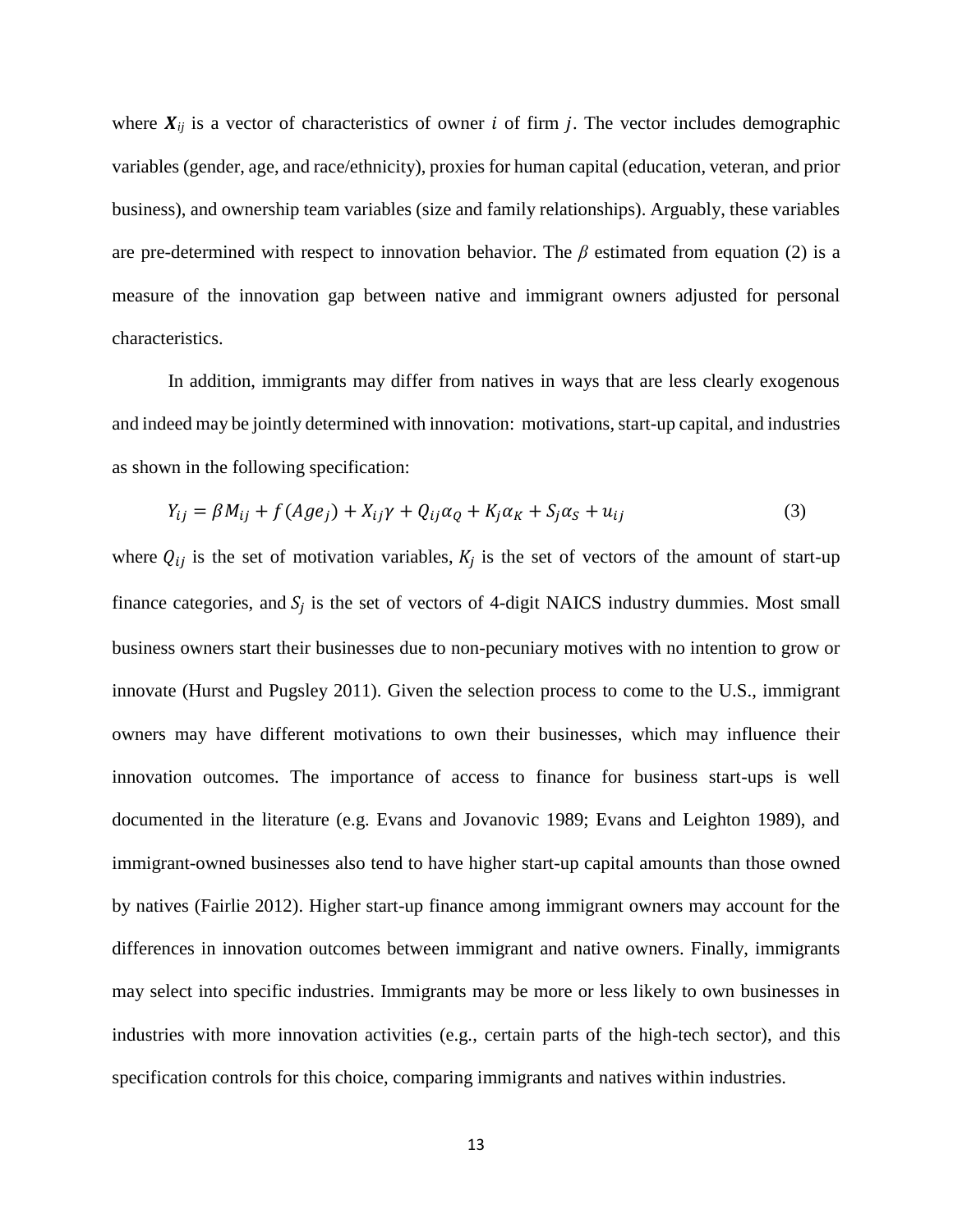where $\boldsymbol{X}_{ij}$ is a vector of characteristics of owner $i$ of firm $j$. The vector includes demographic variables (gender, age, and race/ethnicity), proxies for human capital (education, veteran, and prior business), and ownership team variables (size and family relationships). Arguably, these variables are pre-determined with respect to innovation behavior. The $\beta$ estimated from equation (2) is a measure of the innovation gap between native and immigrant owners adjusted for personal characteristics.

In addition, immigrants may differ from natives in ways that are less clearly exogenous and indeed may be jointly determined with innovation: motivations, start-up capital, and industries as shown in the following specification:

$$Y_{ij} = \beta M_{ij} + f(Age_j) + X_{ij}\gamma + Q_{ij}\alpha_Q + K_j\alpha_K + S_j\alpha_S + u_{ij} \tag{3}$$

where $Q_{ij}$ is the set of motivation variables, $K_j$ is the set of vectors of the amount of start-up finance categories, and $S_j$ is the set of vectors of 4-digit NAICS industry dummies. Most small business owners start their businesses due to non-pecuniary motives with no intention to grow or innovate (Hurst and Pugsley 2011). Given the selection process to come to the U.S., immigrant owners may have different motivations to own their businesses, which may influence their innovation outcomes. The importance of access to finance for business start-ups is well documented in the literature (e.g. Evans and Jovanovic 1989; Evans and Leighton 1989), and immigrant-owned businesses also tend to have higher start-up capital amounts than those owned by natives (Fairlie 2012). Higher start-up finance among immigrant owners may account for the differences in innovation outcomes between immigrant and native owners. Finally, immigrants may select into specific industries. Immigrants may be more or less likely to own businesses in industries with more innovation activities (e.g., certain parts of the high-tech sector), and this specification controls for this choice, comparing immigrants and natives within industries.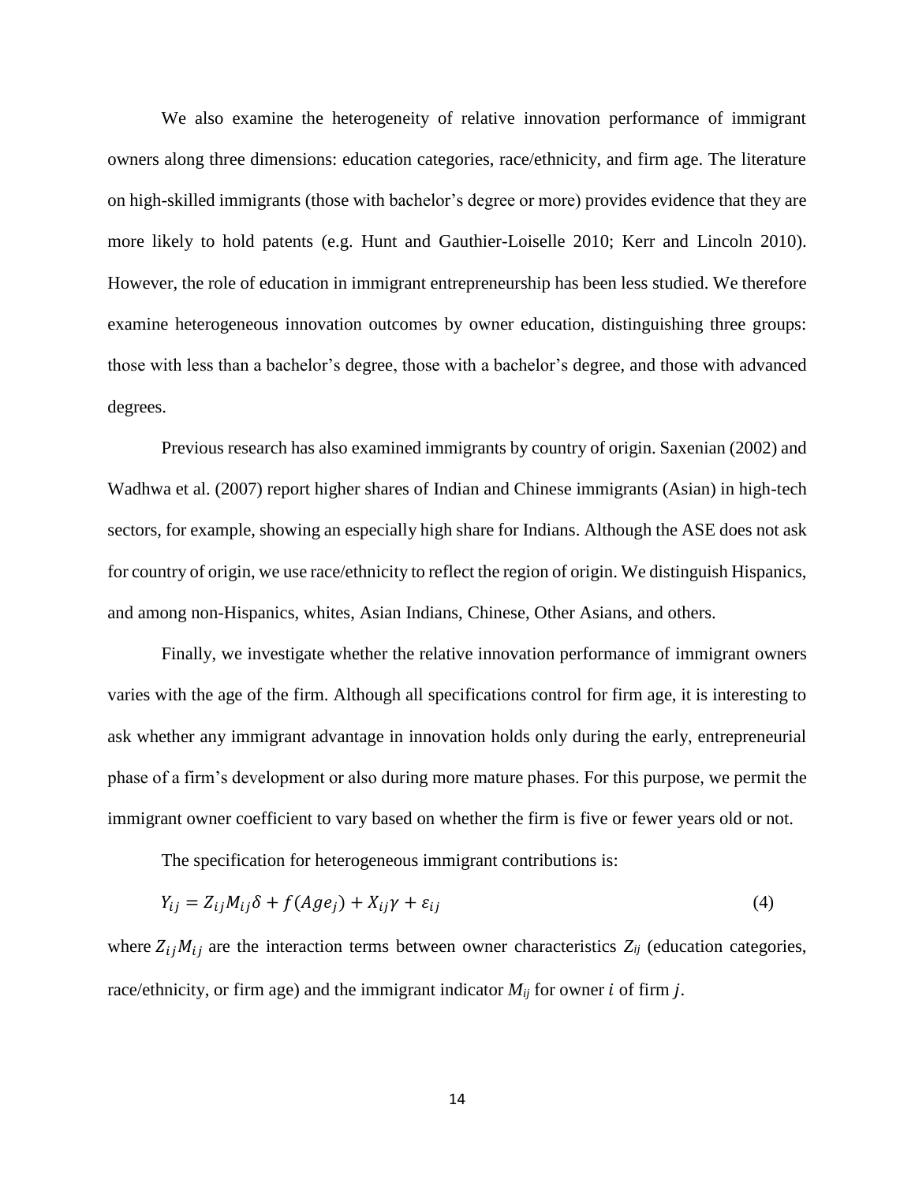We also examine the heterogeneity of relative innovation performance of immigrant owners along three dimensions: education categories, race/ethnicity, and firm age. The literature on high-skilled immigrants (those with bachelor's degree or more) provides evidence that they are more likely to hold patents (e.g. Hunt and Gauthier-Loiselle 2010; Kerr and Lincoln 2010). However, the role of education in immigrant entrepreneurship has been less studied. We therefore examine heterogeneous innovation outcomes by owner education, distinguishing three groups: those with less than a bachelor's degree, those with a bachelor's degree, and those with advanced degrees.

Previous research has also examined immigrants by country of origin. Saxenian (2002) and Wadhwa et al. (2007) report higher shares of Indian and Chinese immigrants (Asian) in high-tech sectors, for example, showing an especially high share for Indians. Although the ASE does not ask for country of origin, we use race/ethnicity to reflect the region of origin. We distinguish Hispanics, and among non-Hispanics, whites, Asian Indians, Chinese, Other Asians, and others.

Finally, we investigate whether the relative innovation performance of immigrant owners varies with the age of the firm. Although all specifications control for firm age, it is interesting to ask whether any immigrant advantage in innovation holds only during the early, entrepreneurial phase of a firm's development or also during more mature phases. For this purpose, we permit the immigrant owner coefficient to vary based on whether the firm is five or fewer years old or not.

The specification for heterogeneous immigrant contributions is:

$$Y_{ij} = Z_{ij}M_{ij}\delta + f(Age_j) + X_{ij}\gamma + \varepsilon_{ij} \tag{4}$$

where $Z_{ij}M_{ij}$ are the interaction terms between owner characteristics $Z_{ij}$ (education categories, race/ethnicity, or firm age) and the immigrant indicator $M_{ij}$ for owner $i$ of firm $j$.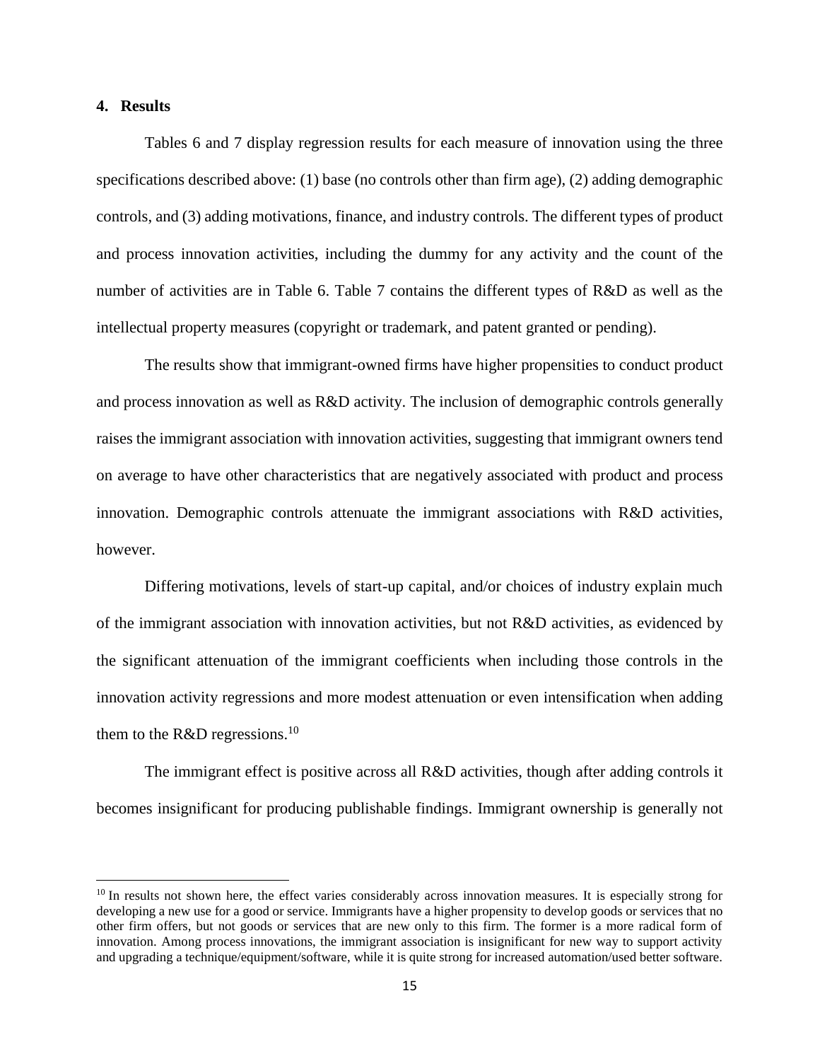## 4. Results

Tables 6 and 7 display regression results for each measure of innovation using the three specifications described above: (1) base (no controls other than firm age), (2) adding demographic controls, and (3) adding motivations, finance, and industry controls. The different types of product and process innovation activities, including the dummy for any activity and the count of the number of activities are in Table 6. Table 7 contains the different types of R&D as well as the intellectual property measures (copyright or trademark, and patent granted or pending).

The results show that immigrant-owned firms have higher propensities to conduct product and process innovation as well as R&D activity. The inclusion of demographic controls generally raises the immigrant association with innovation activities, suggesting that immigrant owners tend on average to have other characteristics that are negatively associated with product and process innovation. Demographic controls attenuate the immigrant associations with R&D activities, however.

Differing motivations, levels of start-up capital, and/or choices of industry explain much of the immigrant association with innovation activities, but not R&D activities, as evidenced by the significant attenuation of the immigrant coefficients when including those controls in the innovation activity regressions and more modest attenuation or even intensification when adding them to the R&D regressions.[10]

The immigrant effect is positive across all R&D activities, though after adding controls it becomes insignificant for producing publishable findings. Immigrant ownership is generally not

[10] In results not shown here, the effect varies considerably across innovation measures. It is especially strong for developing a new use for a good or service. Immigrants have a higher propensity to develop goods or services that no other firm offers, but not goods or services that are new only to this firm. The former is a more radical form of innovation. Among process innovations, the immigrant association is insignificant for new way to support activity and upgrading a technique/equipment/software, while it is quite strong for increased automation/used better software.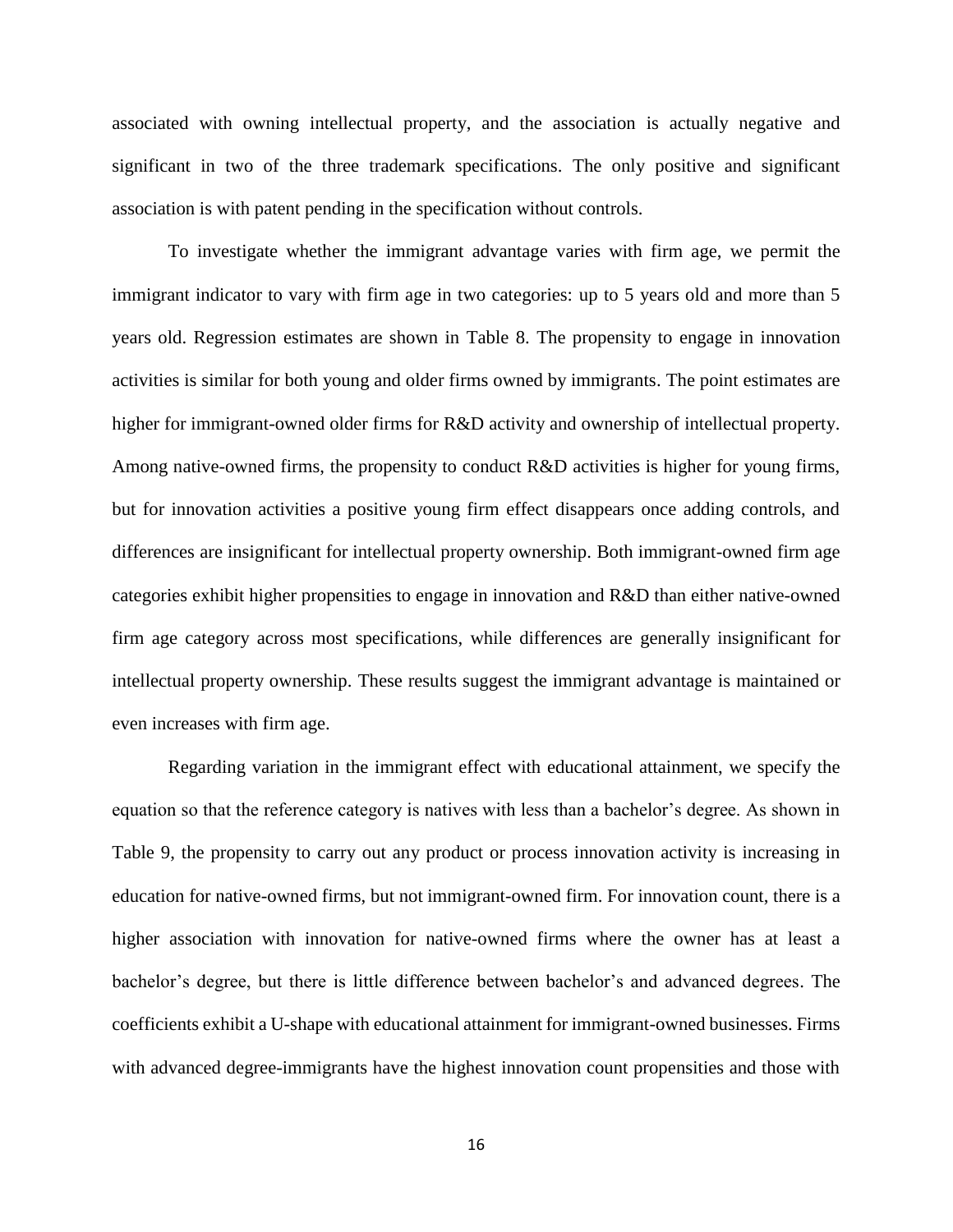associated with owning intellectual property, and the association is actually negative and significant in two of the three trademark specifications. The only positive and significant association is with patent pending in the specification without controls.

To investigate whether the immigrant advantage varies with firm age, we permit the immigrant indicator to vary with firm age in two categories: up to 5 years old and more than 5 years old. Regression estimates are shown in Table 8. The propensity to engage in innovation activities is similar for both young and older firms owned by immigrants. The point estimates are higher for immigrant-owned older firms for R&D activity and ownership of intellectual property. Among native-owned firms, the propensity to conduct R&D activities is higher for young firms, but for innovation activities a positive young firm effect disappears once adding controls, and differences are insignificant for intellectual property ownership. Both immigrant-owned firm age categories exhibit higher propensities to engage in innovation and R&D than either native-owned firm age category across most specifications, while differences are generally insignificant for intellectual property ownership. These results suggest the immigrant advantage is maintained or even increases with firm age.

Regarding variation in the immigrant effect with educational attainment, we specify the equation so that the reference category is natives with less than a bachelor's degree. As shown in Table 9, the propensity to carry out any product or process innovation activity is increasing in education for native-owned firms, but not immigrant-owned firm. For innovation count, there is a higher association with innovation for native-owned firms where the owner has at least a bachelor's degree, but there is little difference between bachelor's and advanced degrees. The coefficients exhibit a U-shape with educational attainment for immigrant-owned businesses. Firms with advanced degree-immigrants have the highest innovation count propensities and those with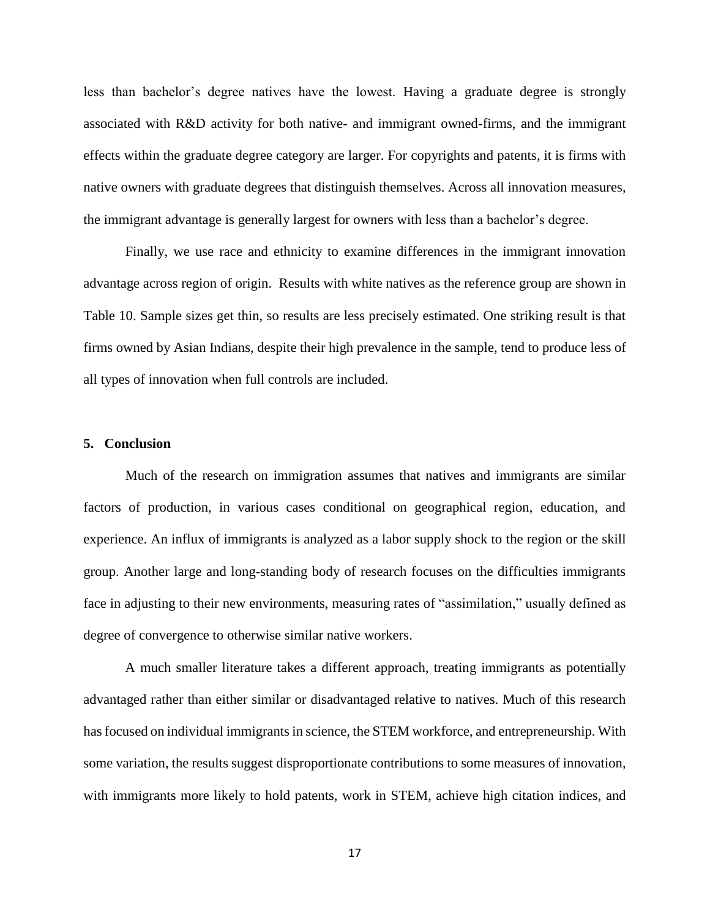less than bachelor's degree natives have the lowest. Having a graduate degree is strongly associated with R&D activity for both native- and immigrant owned-firms, and the immigrant effects within the graduate degree category are larger. For copyrights and patents, it is firms with native owners with graduate degrees that distinguish themselves. Across all innovation measures, the immigrant advantage is generally largest for owners with less than a bachelor's degree.

Finally, we use race and ethnicity to examine differences in the immigrant innovation advantage across region of origin. Results with white natives as the reference group are shown in Table 10. Sample sizes get thin, so results are less precisely estimated. One striking result is that firms owned by Asian Indians, despite their high prevalence in the sample, tend to produce less of all types of innovation when full controls are included.

## 5. Conclusion

Much of the research on immigration assumes that natives and immigrants are similar factors of production, in various cases conditional on geographical region, education, and experience. An influx of immigrants is analyzed as a labor supply shock to the region or the skill group. Another large and long-standing body of research focuses on the difficulties immigrants face in adjusting to their new environments, measuring rates of "assimilation," usually defined as degree of convergence to otherwise similar native workers.

A much smaller literature takes a different approach, treating immigrants as potentially advantaged rather than either similar or disadvantaged relative to natives. Much of this research has focused on individual immigrants in science, the STEM workforce, and entrepreneurship. With some variation, the results suggest disproportionate contributions to some measures of innovation, with immigrants more likely to hold patents, work in STEM, achieve high citation indices, and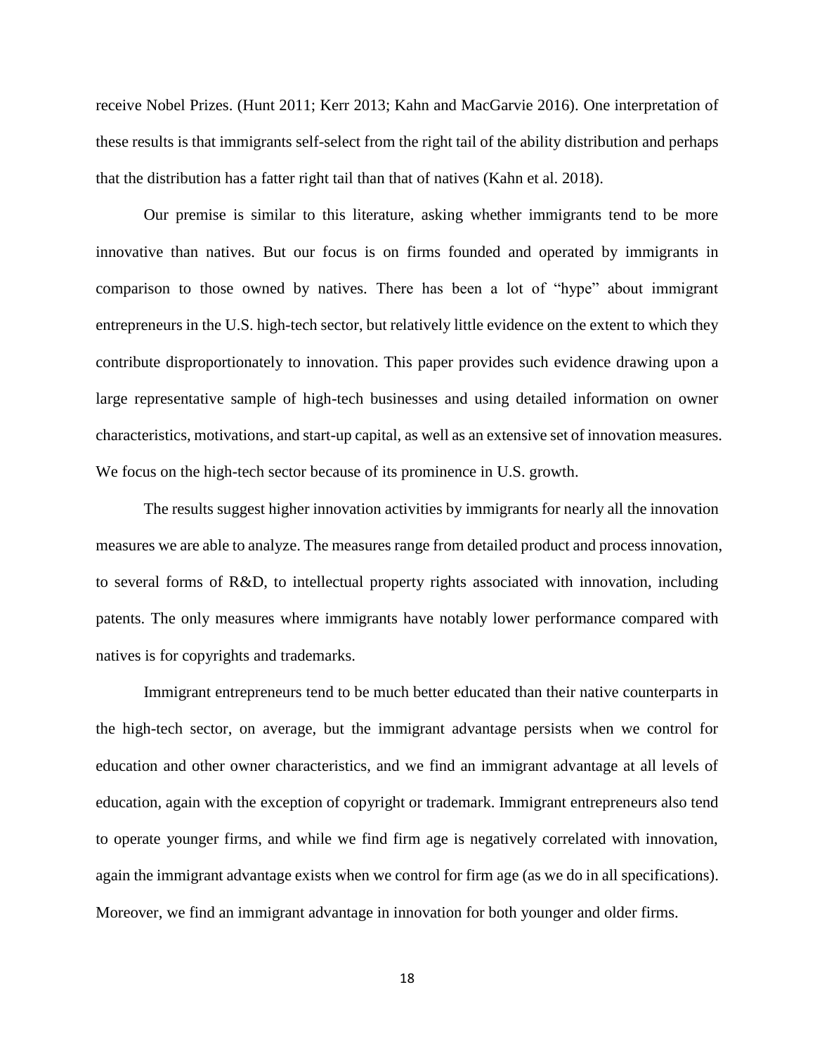receive Nobel Prizes. (Hunt 2011; Kerr 2013; Kahn and MacGarvie 2016). One interpretation of these results is that immigrants self-select from the right tail of the ability distribution and perhaps that the distribution has a fatter right tail than that of natives (Kahn et al. 2018).

Our premise is similar to this literature, asking whether immigrants tend to be more innovative than natives. But our focus is on firms founded and operated by immigrants in comparison to those owned by natives. There has been a lot of "hype" about immigrant entrepreneurs in the U.S. high-tech sector, but relatively little evidence on the extent to which they contribute disproportionately to innovation. This paper provides such evidence drawing upon a large representative sample of high-tech businesses and using detailed information on owner characteristics, motivations, and start-up capital, as well as an extensive set of innovation measures. We focus on the high-tech sector because of its prominence in U.S. growth.

The results suggest higher innovation activities by immigrants for nearly all the innovation measures we are able to analyze. The measures range from detailed product and process innovation, to several forms of R&D, to intellectual property rights associated with innovation, including patents. The only measures where immigrants have notably lower performance compared with natives is for copyrights and trademarks.

Immigrant entrepreneurs tend to be much better educated than their native counterparts in the high-tech sector, on average, but the immigrant advantage persists when we control for education and other owner characteristics, and we find an immigrant advantage at all levels of education, again with the exception of copyright or trademark. Immigrant entrepreneurs also tend to operate younger firms, and while we find firm age is negatively correlated with innovation, again the immigrant advantage exists when we control for firm age (as we do in all specifications). Moreover, we find an immigrant advantage in innovation for both younger and older firms.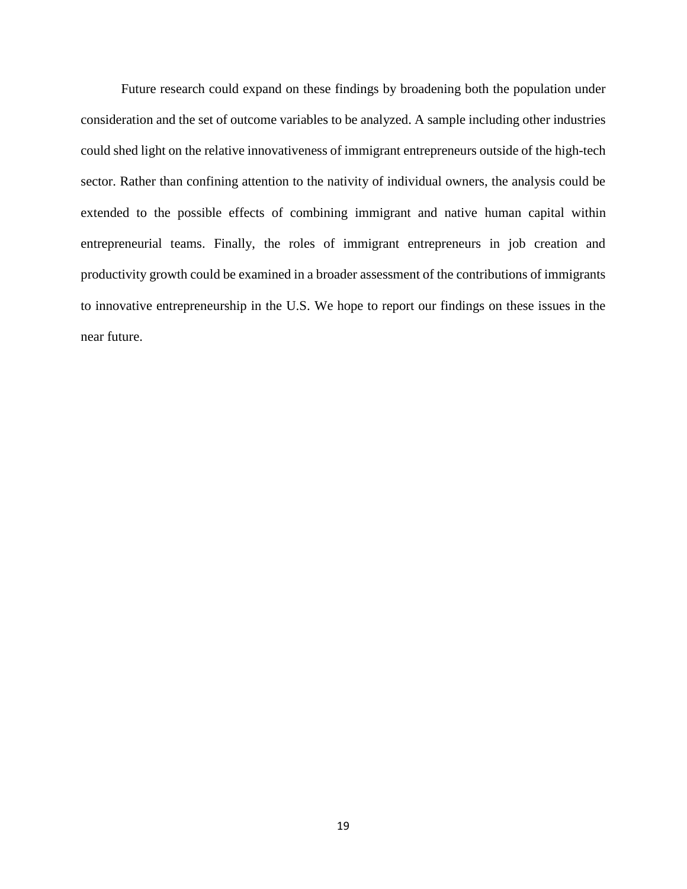Future research could expand on these findings by broadening both the population under consideration and the set of outcome variables to be analyzed. A sample including other industries could shed light on the relative innovativeness of immigrant entrepreneurs outside of the high-tech sector. Rather than confining attention to the nativity of individual owners, the analysis could be extended to the possible effects of combining immigrant and native human capital within entrepreneurial teams. Finally, the roles of immigrant entrepreneurs in job creation and productivity growth could be examined in a broader assessment of the contributions of immigrants to innovative entrepreneurship in the U.S. We hope to report our findings on these issues in the near future.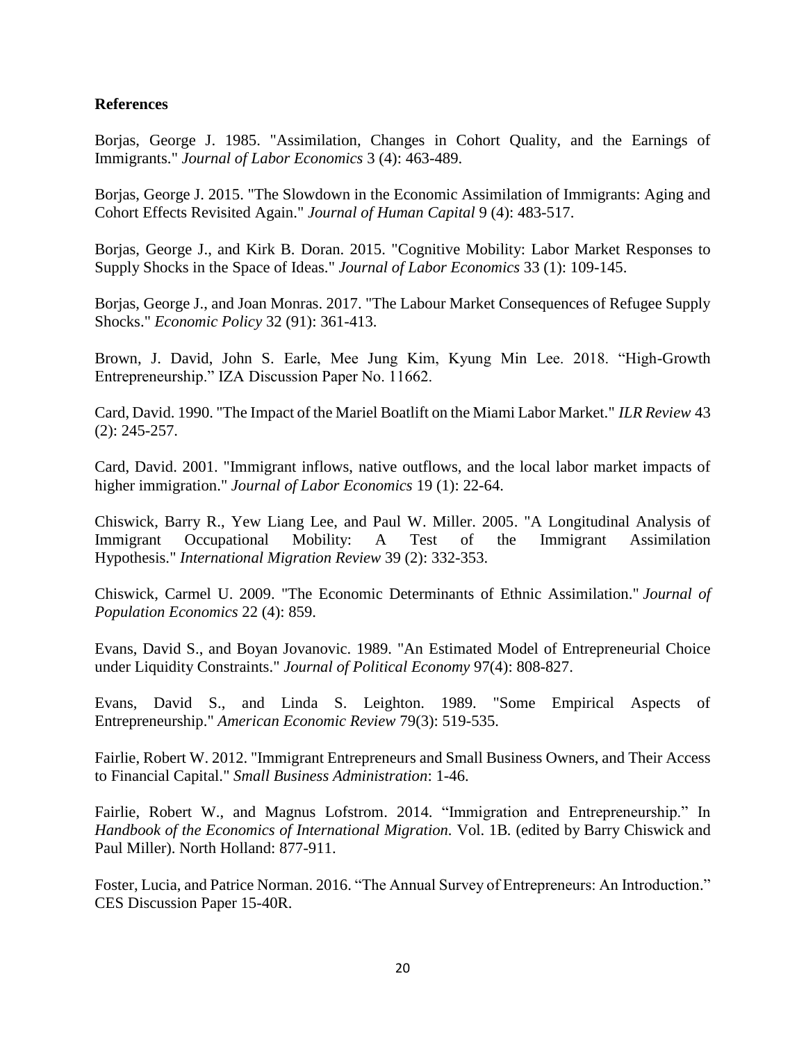**References**

Borjas, George J. 1985. "Assimilation, Changes in Cohort Quality, and the Earnings of Immigrants." *Journal of Labor Economics* 3 (4): 463-489.

Borjas, George J. 2015. "The Slowdown in the Economic Assimilation of Immigrants: Aging and Cohort Effects Revisited Again." *Journal of Human Capital* 9 (4): 483-517.

Borjas, George J., and Kirk B. Doran. 2015. "Cognitive Mobility: Labor Market Responses to Supply Shocks in the Space of Ideas." *Journal of Labor Economics* 33 (1): 109-145.

Borjas, George J., and Joan Monras. 2017. "The Labour Market Consequences of Refugee Supply Shocks." *Economic Policy* 32 (91): 361-413.

Brown, J. David, John S. Earle, Mee Jung Kim, Kyung Min Lee. 2018. "High-Growth Entrepreneurship." IZA Discussion Paper No. 11662.

Card, David. 1990. "The Impact of the Mariel Boatlift on the Miami Labor Market." *ILR Review* 43 (2): 245-257.

Card, David. 2001. "Immigrant inflows, native outflows, and the local labor market impacts of higher immigration." *Journal of Labor Economics* 19 (1): 22-64.

Chiswick, Barry R., Yew Liang Lee, and Paul W. Miller. 2005. "A Longitudinal Analysis of Immigrant Occupational Mobility: A Test of the Immigrant Assimilation Hypothesis." *International Migration Review* 39 (2): 332-353.

Chiswick, Carmel U. 2009. "The Economic Determinants of Ethnic Assimilation." *Journal of Population Economics* 22 (4): 859.

Evans, David S., and Boyan Jovanovic. 1989. "An Estimated Model of Entrepreneurial Choice under Liquidity Constraints." *Journal of Political Economy* 97(4): 808-827.

Evans, David S., and Linda S. Leighton. 1989. "Some Empirical Aspects of Entrepreneurship." *American Economic Review* 79(3): 519-535.

Fairlie, Robert W. 2012. "Immigrant Entrepreneurs and Small Business Owners, and Their Access to Financial Capital." *Small Business Administration*: 1-46.

Fairlie, Robert W., and Magnus Lofstrom. 2014. "Immigration and Entrepreneurship." In *Handbook of the Economics of International Migration.* Vol. 1B. (edited by Barry Chiswick and Paul Miller). North Holland: 877-911.

Foster, Lucia, and Patrice Norman. 2016. "The Annual Survey of Entrepreneurs: An Introduction." CES Discussion Paper 15-40R.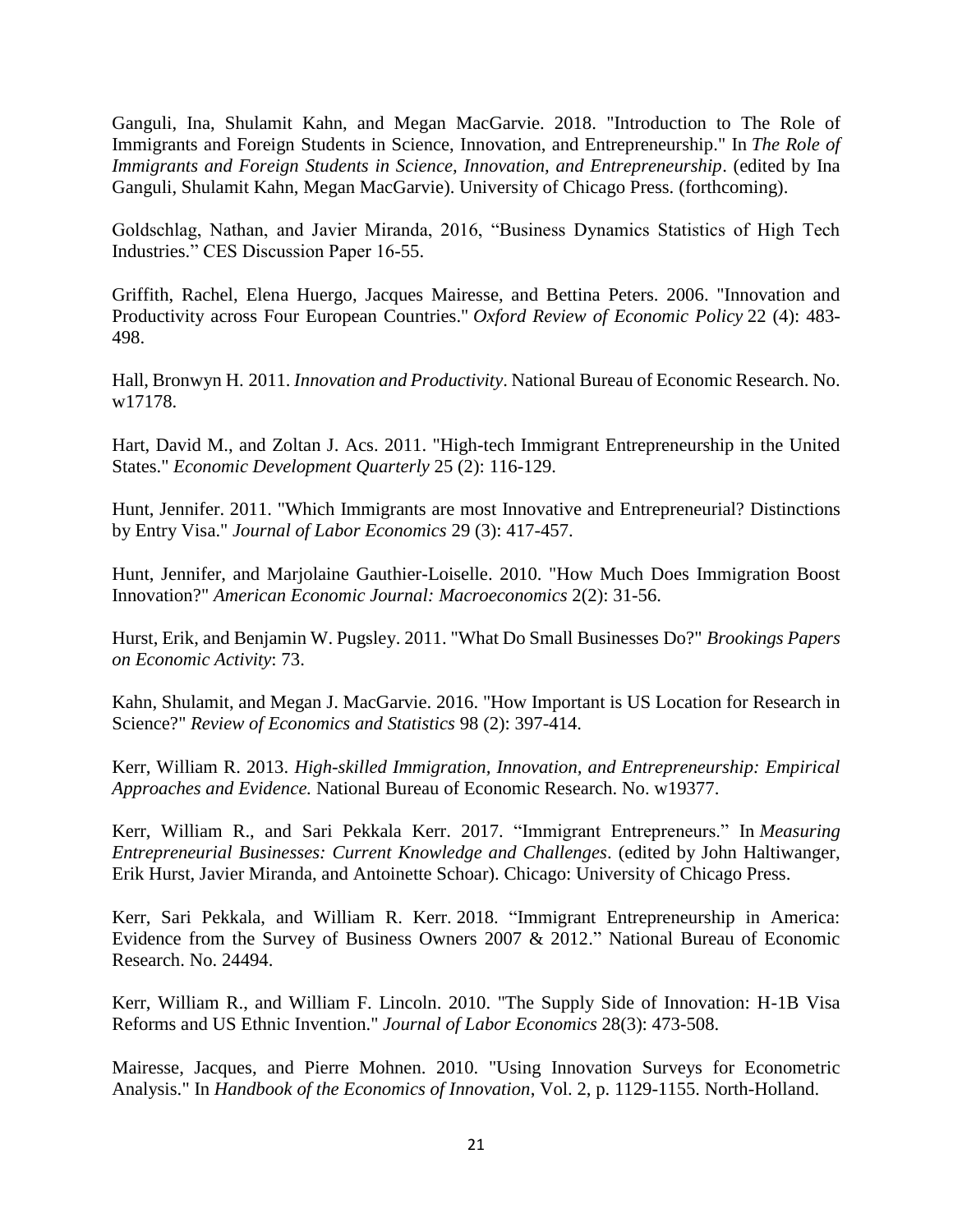Ganguli, Ina, Shulamit Kahn, and Megan MacGarvie. 2018. "Introduction to The Role of Immigrants and Foreign Students in Science, Innovation, and Entrepreneurship." In *The Role of Immigrants and Foreign Students in Science, Innovation, and Entrepreneurship*. (edited by Ina Ganguli, Shulamit Kahn, Megan MacGarvie). University of Chicago Press. (forthcoming).

Goldschlag, Nathan, and Javier Miranda, 2016, "Business Dynamics Statistics of High Tech Industries." CES Discussion Paper 16-55.

Griffith, Rachel, Elena Huergo, Jacques Mairesse, and Bettina Peters. 2006. "Innovation and Productivity across Four European Countries." *Oxford Review of Economic Policy* 22 (4): 483-498.

Hall, Bronwyn H. 2011. *Innovation and Productivity*. National Bureau of Economic Research. No. w17178.

Hart, David M., and Zoltan J. Acs. 2011. "High-tech Immigrant Entrepreneurship in the United States." *Economic Development Quarterly* 25 (2): 116-129.

Hunt, Jennifer. 2011. "Which Immigrants are most Innovative and Entrepreneurial? Distinctions by Entry Visa." *Journal of Labor Economics* 29 (3): 417-457.

Hunt, Jennifer, and Marjolaine Gauthier-Loiselle. 2010. "How Much Does Immigration Boost Innovation?" *American Economic Journal: Macroeconomics* 2(2): 31-56.

Hurst, Erik, and Benjamin W. Pugsley. 2011. "What Do Small Businesses Do?" *Brookings Papers on Economic Activity*: 73.

Kahn, Shulamit, and Megan J. MacGarvie. 2016. "How Important is US Location for Research in Science?" *Review of Economics and Statistics* 98 (2): 397-414.

Kerr, William R. 2013. *High-skilled Immigration, Innovation, and Entrepreneurship: Empirical Approaches and Evidence.* National Bureau of Economic Research. No. w19377.

Kerr, William R., and Sari Pekkala Kerr. 2017. "Immigrant Entrepreneurs." In *Measuring Entrepreneurial Businesses: Current Knowledge and Challenges*. (edited by John Haltiwanger, Erik Hurst, Javier Miranda, and Antoinette Schoar). Chicago: University of Chicago Press.

Kerr, Sari Pekkala, and William R. Kerr. 2018. "Immigrant Entrepreneurship in America: Evidence from the Survey of Business Owners 2007 & 2012." National Bureau of Economic Research. No. 24494.

Kerr, William R., and William F. Lincoln. 2010. "The Supply Side of Innovation: H-1B Visa Reforms and US Ethnic Invention." *Journal of Labor Economics* 28(3): 473-508.

Mairesse, Jacques, and Pierre Mohnen. 2010. "Using Innovation Surveys for Econometric Analysis." In *Handbook of the Economics of Innovation*, Vol. 2, p. 1129-1155. North-Holland.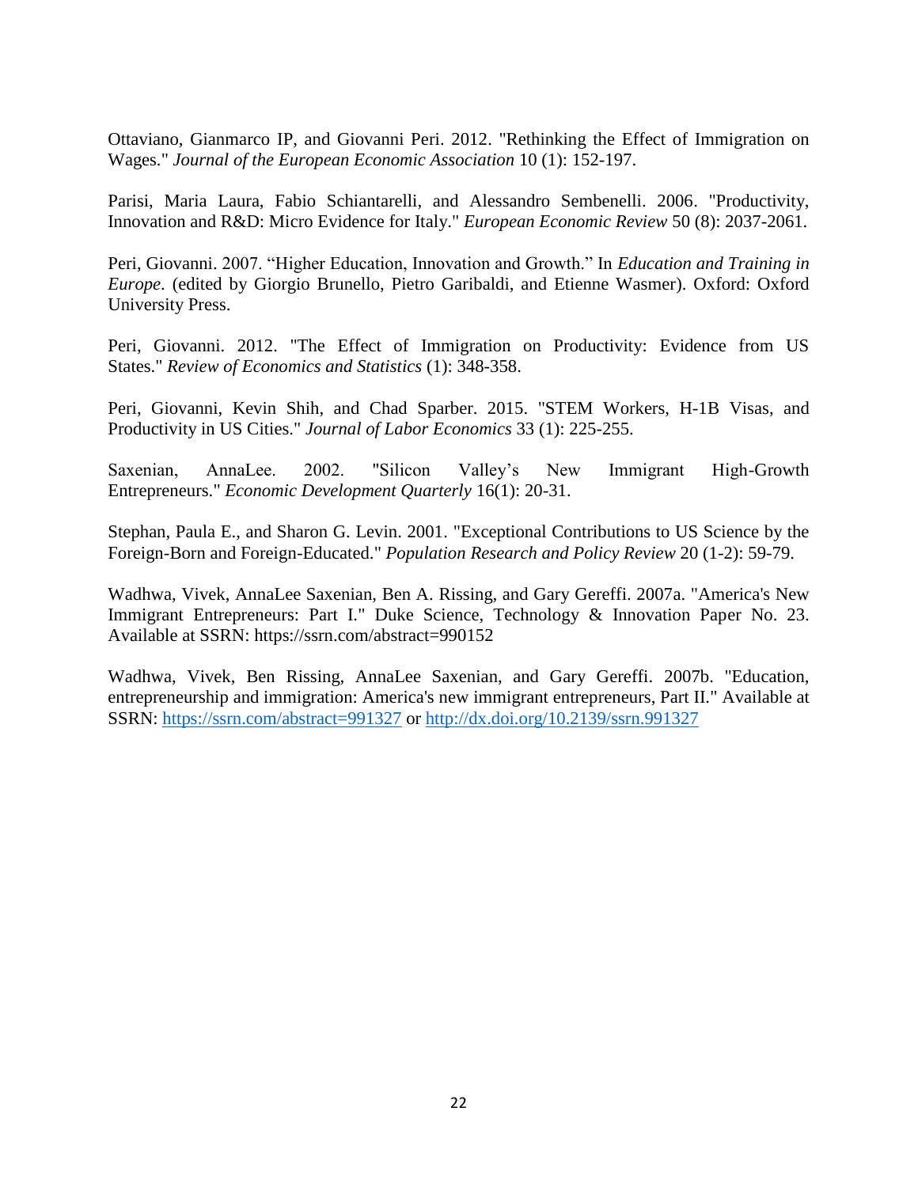Ottaviano, Gianmarco IP, and Giovanni Peri. 2012. "Rethinking the Effect of Immigration on Wages." *Journal of the European Economic Association* 10 (1): 152-197.

Parisi, Maria Laura, Fabio Schiantarelli, and Alessandro Sembenelli. 2006. "Productivity, Innovation and R&D: Micro Evidence for Italy." *European Economic Review* 50 (8): 2037-2061.

Peri, Giovanni. 2007. "Higher Education, Innovation and Growth." In *Education and Training in Europe*. (edited by Giorgio Brunello, Pietro Garibaldi, and Etienne Wasmer). Oxford: Oxford University Press.

Peri, Giovanni. 2012. "The Effect of Immigration on Productivity: Evidence from US States." *Review of Economics and Statistics* (1): 348-358.

Peri, Giovanni, Kevin Shih, and Chad Sparber. 2015. "STEM Workers, H-1B Visas, and Productivity in US Cities." *Journal of Labor Economics* 33 (1): 225-255.

Saxenian, AnnaLee. 2002. "Silicon Valley's New Immigrant High-Growth Entrepreneurs." *Economic Development Quarterly* 16(1): 20-31.

Stephan, Paula E., and Sharon G. Levin. 2001. "Exceptional Contributions to US Science by the Foreign-Born and Foreign-Educated." *Population Research and Policy Review* 20 (1-2): 59-79.

Wadhwa, Vivek, AnnaLee Saxenian, Ben A. Rissing, and Gary Gereffi. 2007a. "America's New Immigrant Entrepreneurs: Part I." Duke Science, Technology & Innovation Paper No. 23. Available at SSRN: https://ssrn.com/abstract=990152

Wadhwa, Vivek, Ben Rissing, AnnaLee Saxenian, and Gary Gereffi. 2007b. "Education, entrepreneurship and immigration: America's new immigrant entrepreneurs, Part II." Available at SSRN: https://ssrn.com/abstract=991327 or http://dx.doi.org/10.2139/ssrn.991327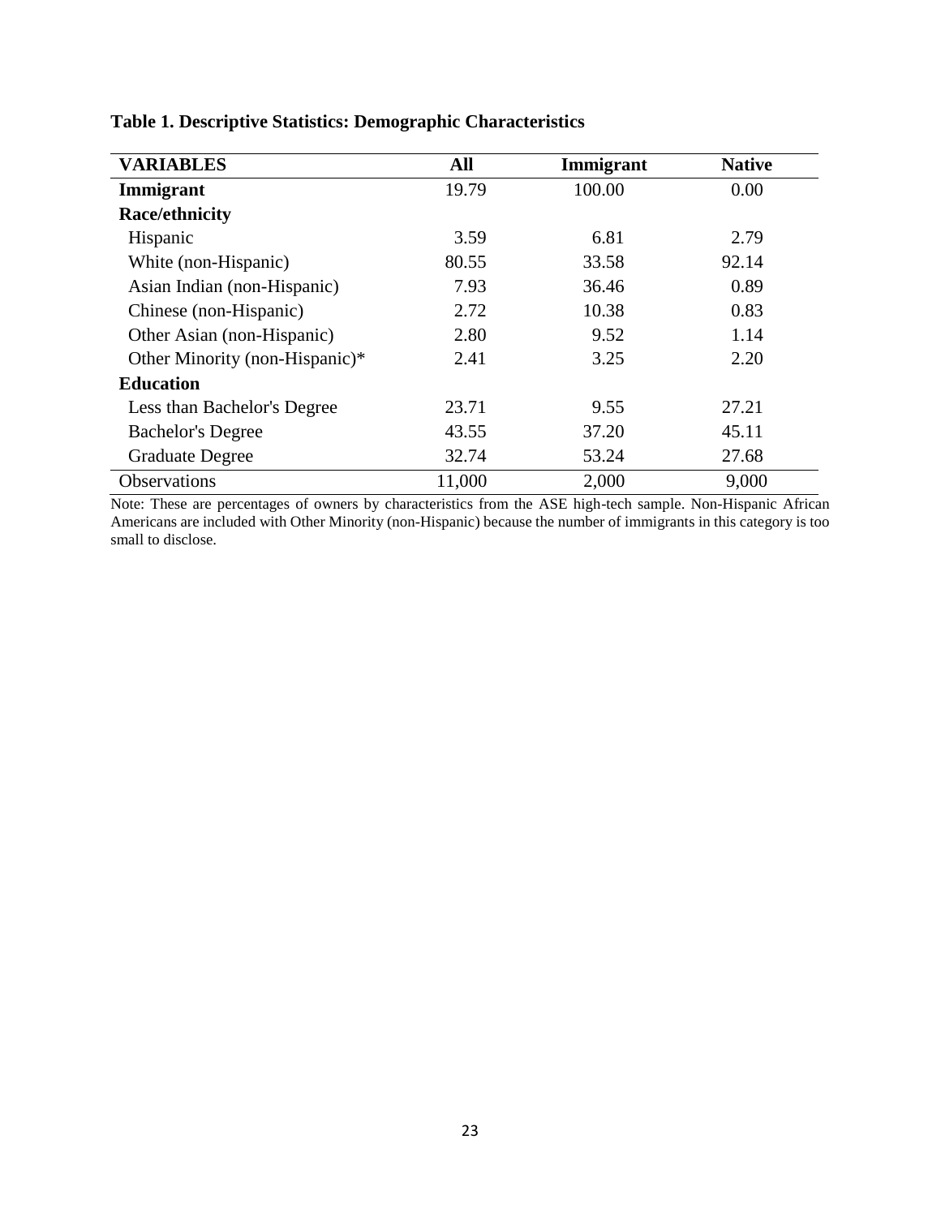**Table 1. Descriptive Statistics: Demographic Characteristics**

| VARIABLES | All | Immigrant | Native |
|---|---|---|---|
| **Immigrant** | 19.79 | 100.00 | 0.00 |
| **Race/ethnicity** | | | |
| Hispanic | 3.59 | 6.81 | 2.79 |
| White (non-Hispanic) | 80.55 | 33.58 | 92.14 |
| Asian Indian (non-Hispanic) | 7.93 | 36.46 | 0.89 |
| Chinese (non-Hispanic) | 2.72 | 10.38 | 0.83 |
| Other Asian (non-Hispanic) | 2.80 | 9.52 | 1.14 |
| Other Minority (non-Hispanic)* | 2.41 | 3.25 | 2.20 |
| **Education** | | | |
| Less than Bachelor's Degree | 23.71 | 9.55 | 27.21 |
| Bachelor's Degree | 43.55 | 37.20 | 45.11 |
| Graduate Degree | 32.74 | 53.24 | 27.68 |
| Observations | 11,000 | 2,000 | 9,000 |

Note: These are percentages of owners by characteristics from the ASE high-tech sample. Non-Hispanic African Americans are included with Other Minority (non-Hispanic) because the number of immigrants in this category is too small to disclose.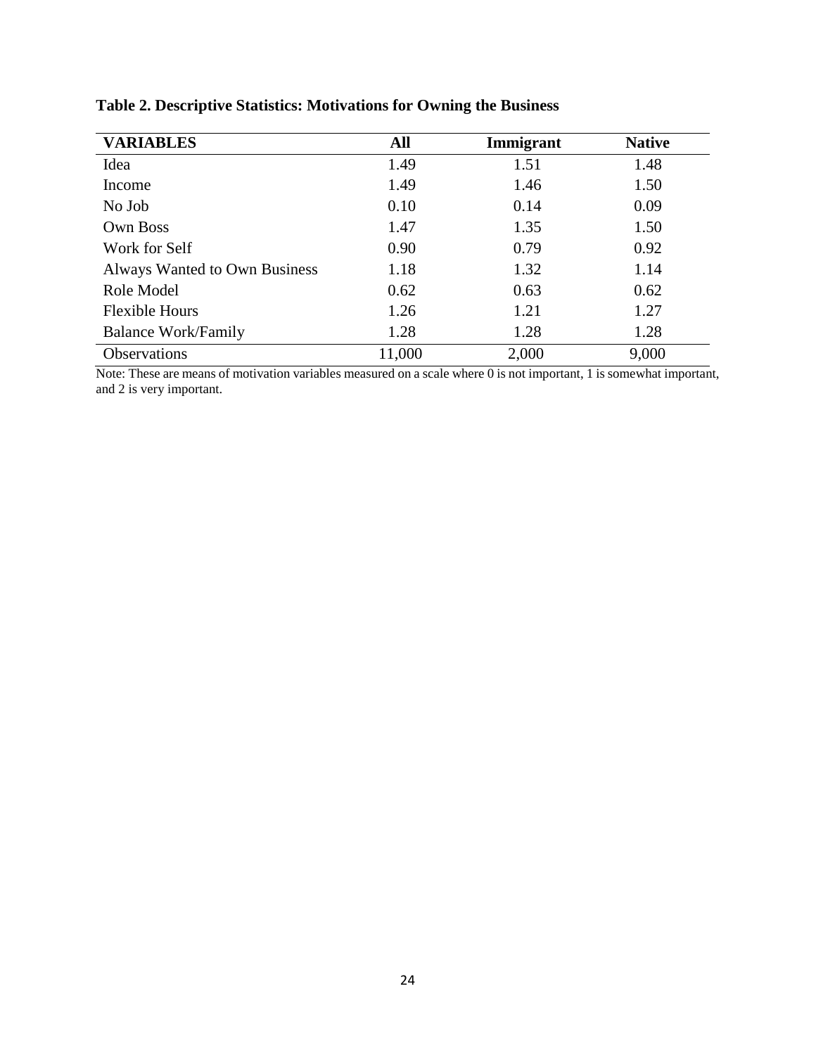**Table 2. Descriptive Statistics: Motivations for Owning the Business**

| VARIABLES | All | Immigrant | Native |
|---|---|---|---|
| Idea | 1.49 | 1.51 | 1.48 |
| Income | 1.49 | 1.46 | 1.50 |
| No Job | 0.10 | 0.14 | 0.09 |
| Own Boss | 1.47 | 1.35 | 1.50 |
| Work for Self | 0.90 | 0.79 | 0.92 |
| Always Wanted to Own Business | 1.18 | 1.32 | 1.14 |
| Role Model | 0.62 | 0.63 | 0.62 |
| Flexible Hours | 1.26 | 1.21 | 1.27 |
| Balance Work/Family | 1.28 | 1.28 | 1.28 |
| Observations | 11,000 | 2,000 | 9,000 |

Note: These are means of motivation variables measured on a scale where 0 is not important, 1 is somewhat important, and 2 is very important.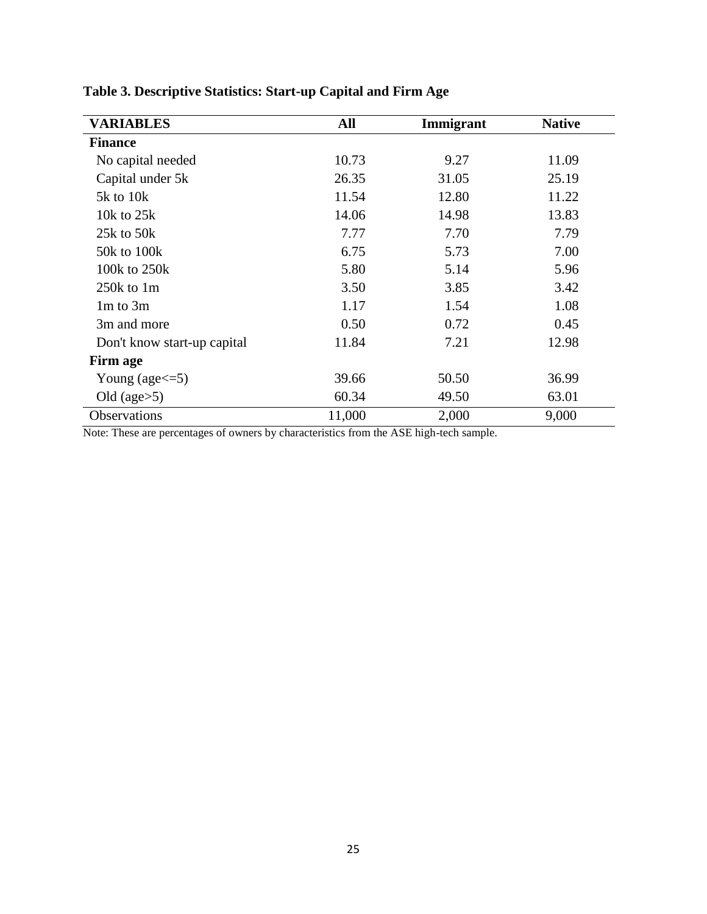**Table 3. Descriptive Statistics: Start-up Capital and Firm Age**

| VARIABLES | All | Immigrant | Native |
|---|---|---|---|
| **Finance** | | | |
| No capital needed | 10.73 | 9.27 | 11.09 |
| Capital under 5k | 26.35 | 31.05 | 25.19 |
| 5k to 10k | 11.54 | 12.80 | 11.22 |
| 10k to 25k | 14.06 | 14.98 | 13.83 |
| 25k to 50k | 7.77 | 7.70 | 7.79 |
| 50k to 100k | 6.75 | 5.73 | 7.00 |
| 100k to 250k | 5.80 | 5.14 | 5.96 |
| 250k to 1m | 3.50 | 3.85 | 3.42 |
| 1m to 3m | 1.17 | 1.54 | 1.08 |
| 3m and more | 0.50 | 0.72 | 0.45 |
| Don't know start-up capital | 11.84 | 7.21 | 12.98 |
| **Firm age** | | | |
| Young (age<=5) | 39.66 | 50.50 | 36.99 |
| Old (age>5) | 60.34 | 49.50 | 63.01 |
| Observations | 11,000 | 2,000 | 9,000 |

Note: These are percentages of owners by characteristics from the ASE high-tech sample.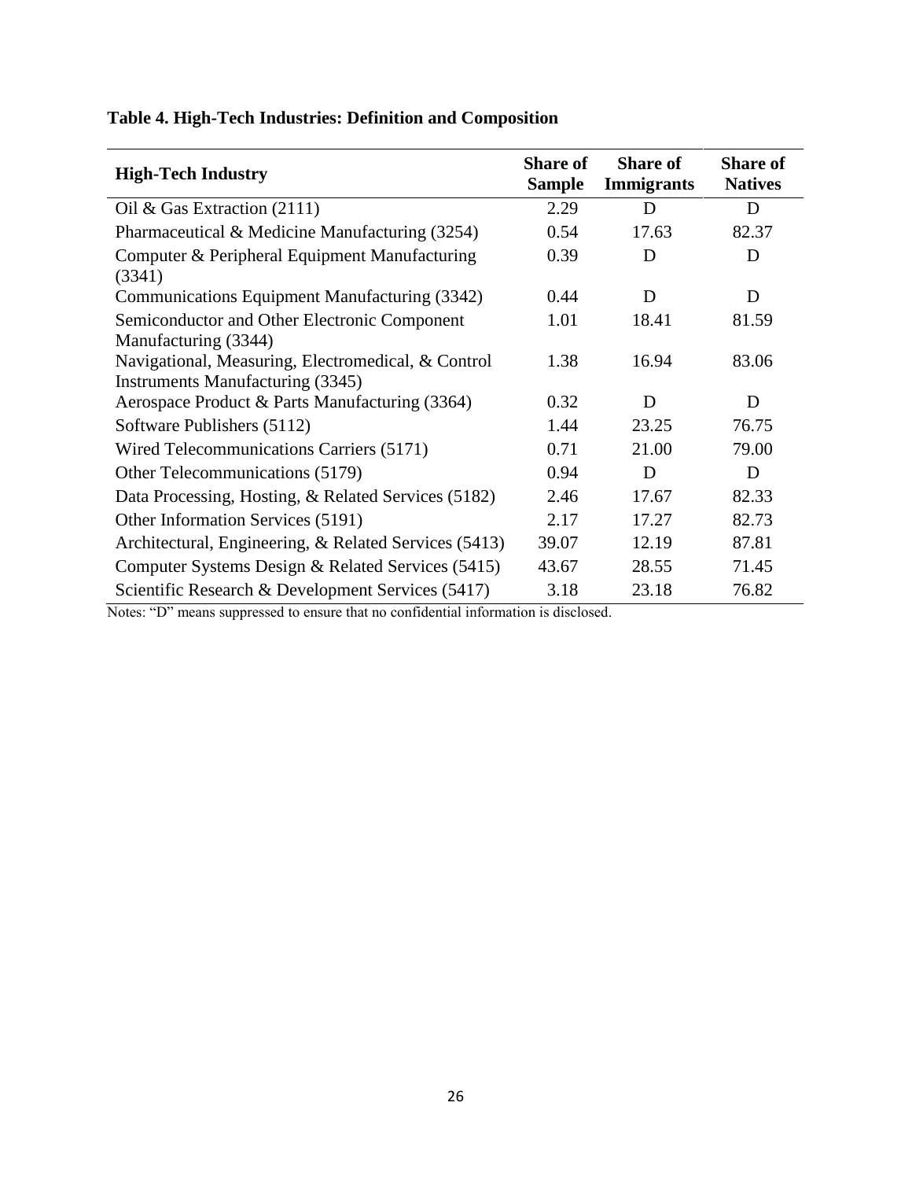**Table 4. High-Tech Industries: Definition and Composition**

| High-Tech Industry | Share of Sample | Share of Immigrants | Share of Natives |
|---|---|---|---|
| Oil & Gas Extraction (2111) | 2.29 | D | D |
| Pharmaceutical & Medicine Manufacturing (3254) | 0.54 | 17.63 | 82.37 |
| Computer & Peripheral Equipment Manufacturing (3341) | 0.39 | D | D |
| Communications Equipment Manufacturing (3342) | 0.44 | D | D |
| Semiconductor and Other Electronic Component Manufacturing (3344) | 1.01 | 18.41 | 81.59 |
| Navigational, Measuring, Electromedical, & Control Instruments Manufacturing (3345) | 1.38 | 16.94 | 83.06 |
| Aerospace Product & Parts Manufacturing (3364) | 0.32 | D | D |
| Software Publishers (5112) | 1.44 | 23.25 | 76.75 |
| Wired Telecommunications Carriers (5171) | 0.71 | 21.00 | 79.00 |
| Other Telecommunications (5179) | 0.94 | D | D |
| Data Processing, Hosting, & Related Services (5182) | 2.46 | 17.67 | 82.33 |
| Other Information Services (5191) | 2.17 | 17.27 | 82.73 |
| Architectural, Engineering, & Related Services (5413) | 39.07 | 12.19 | 87.81 |
| Computer Systems Design & Related Services (5415) | 43.67 | 28.55 | 71.45 |
| Scientific Research & Development Services (5417) | 3.18 | 23.18 | 76.82 |

Notes: "D" means suppressed to ensure that no confidential information is disclosed.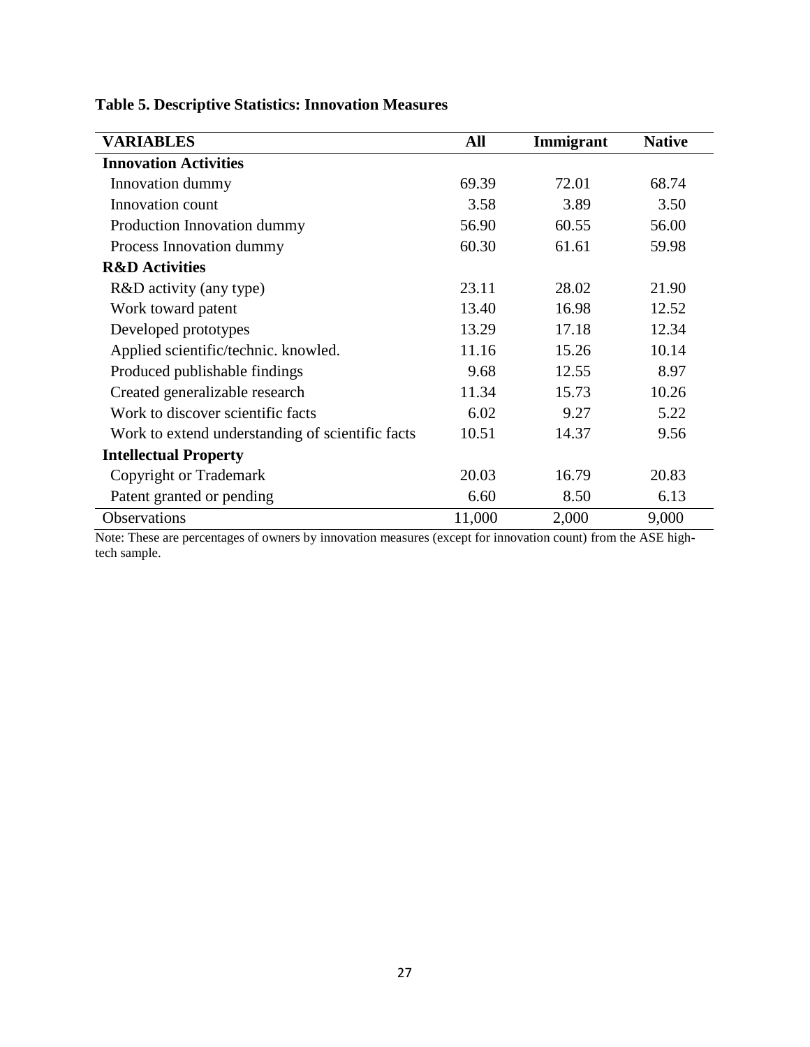**Table 5. Descriptive Statistics: Innovation Measures**

| VARIABLES | All | Immigrant | Native |
|---|---|---|---|
| **Innovation Activities** | | | |
| Innovation dummy | 69.39 | 72.01 | 68.74 |
| Innovation count | 3.58 | 3.89 | 3.50 |
| Production Innovation dummy | 56.90 | 60.55 | 56.00 |
| Process Innovation dummy | 60.30 | 61.61 | 59.98 |
| **R&D Activities** | | | |
| R&D activity (any type) | 23.11 | 28.02 | 21.90 |
| Work toward patent | 13.40 | 16.98 | 12.52 |
| Developed prototypes | 13.29 | 17.18 | 12.34 |
| Applied scientific/technic. knowled. | 11.16 | 15.26 | 10.14 |
| Produced publishable findings | 9.68 | 12.55 | 8.97 |
| Created generalizable research | 11.34 | 15.73 | 10.26 |
| Work to discover scientific facts | 6.02 | 9.27 | 5.22 |
| Work to extend understanding of scientific facts | 10.51 | 14.37 | 9.56 |
| **Intellectual Property** | | | |
| Copyright or Trademark | 20.03 | 16.79 | 20.83 |
| Patent granted or pending | 6.60 | 8.50 | 6.13 |
| Observations | 11,000 | 2,000 | 9,000 |

Note: These are percentages of owners by innovation measures (except for innovation count) from the ASE high-tech sample.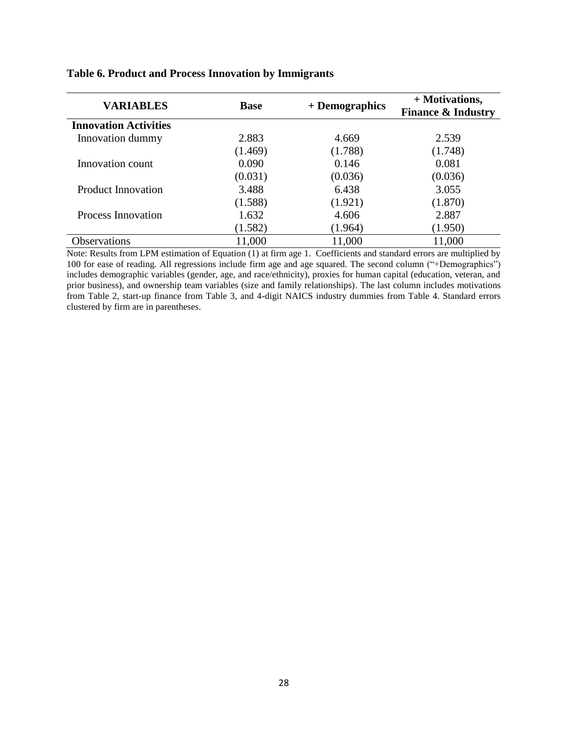**Table 6. Product and Process Innovation by Immigrants**

| VARIABLES | Base | + Demographics | + Motivations, Finance & Industry |
|---|---|---|---|
| **Innovation Activities** | | | |
| Innovation dummy | 2.883 | 4.669 | 2.539 |
| | (1.469) | (1.788) | (1.748) |
| Innovation count | 0.090 | 0.146 | 0.081 |
| | (0.031) | (0.036) | (0.036) |
| Product Innovation | 3.488 | 6.438 | 3.055 |
| | (1.588) | (1.921) | (1.870) |
| Process Innovation | 1.632 | 4.606 | 2.887 |
| | (1.582) | (1.964) | (1.950) |
| Observations | 11,000 | 11,000 | 11,000 |

Note: Results from LPM estimation of Equation (1) at firm age 1. Coefficients and standard errors are multiplied by 100 for ease of reading. All regressions include firm age and age squared. The second column ("+Demographics") includes demographic variables (gender, age, and race/ethnicity), proxies for human capital (education, veteran, and prior business), and ownership team variables (size and family relationships). The last column includes motivations from Table 2, start-up finance from Table 3, and 4-digit NAICS industry dummies from Table 4. Standard errors clustered by firm are in parentheses.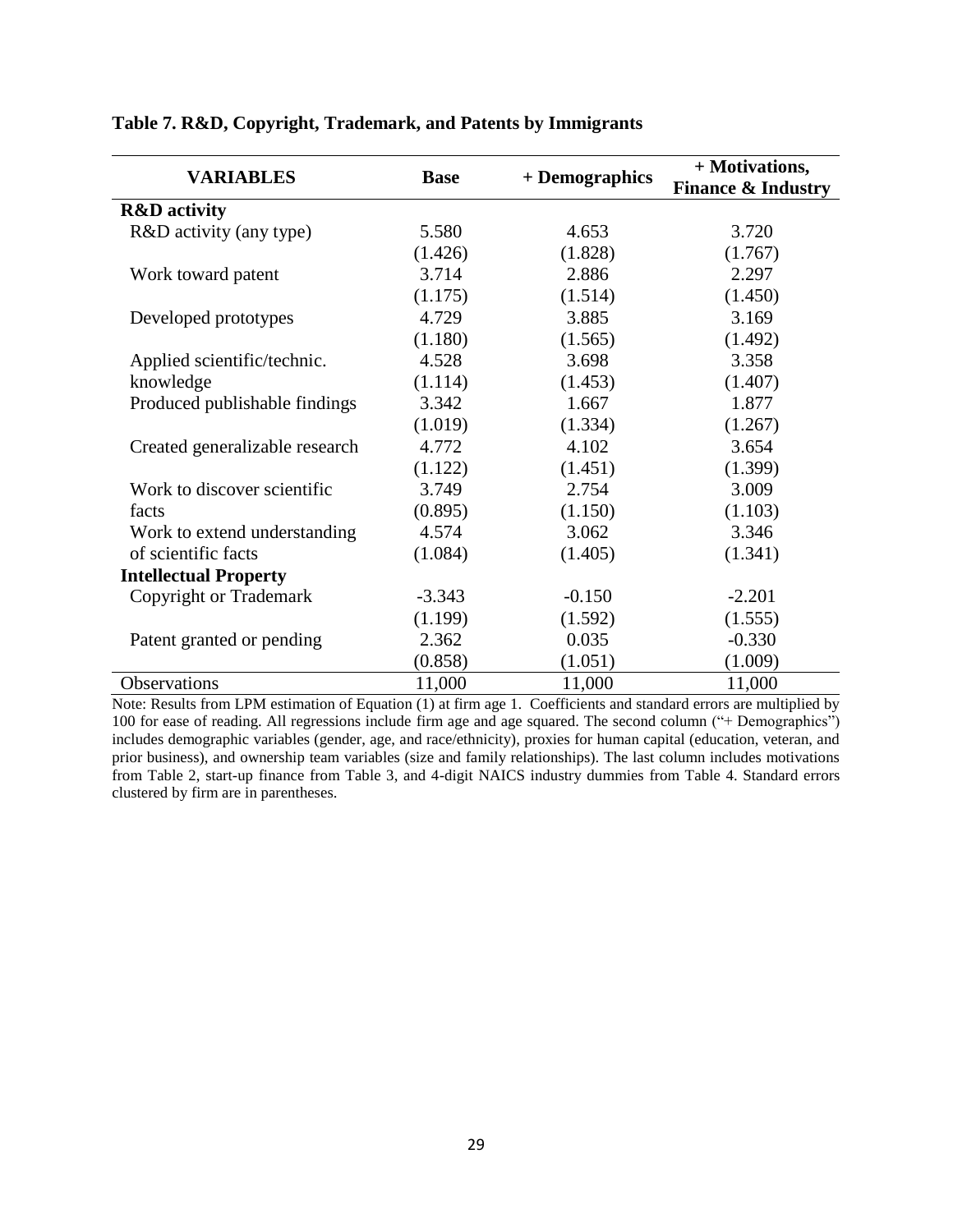**Table 7. R&D, Copyright, Trademark, and Patents by Immigrants**

| VARIABLES | Base | + Demographics | + Motivations, Finance & Industry |
|---|---|---|---|
| **R&D activity** | | | |
| R&D activity (any type) | 5.580 | 4.653 | 3.720 |
| | (1.426) | (1.828) | (1.767) |
| Work toward patent | 3.714 | 2.886 | 2.297 |
| | (1.175) | (1.514) | (1.450) |
| Developed prototypes | 4.729 | 3.885 | 3.169 |
| | (1.180) | (1.565) | (1.492) |
| Applied scientific/technic. knowledge | 4.528 | 3.698 | 3.358 |
| | (1.114) | (1.453) | (1.407) |
| Produced publishable findings | 3.342 | 1.667 | 1.877 |
| | (1.019) | (1.334) | (1.267) |
| Created generalizable research | 4.772 | 4.102 | 3.654 |
| | (1.122) | (1.451) | (1.399) |
| Work to discover scientific facts | 3.749 | 2.754 | 3.009 |
| | (0.895) | (1.150) | (1.103) |
| Work to extend understanding of scientific facts | 4.574 | 3.062 | 3.346 |
| | (1.084) | (1.405) | (1.341) |
| **Intellectual Property** | | | |
| Copyright or Trademark | -3.343 | -0.150 | -2.201 |
| | (1.199) | (1.592) | (1.555) |
| Patent granted or pending | 2.362 | 0.035 | -0.330 |
| | (0.858) | (1.051) | (1.009) |
| Observations | 11,000 | 11,000 | 11,000 |

Note: Results from LPM estimation of Equation (1) at firm age 1. Coefficients and standard errors are multiplied by 100 for ease of reading. All regressions include firm age and age squared. The second column ("+ Demographics") includes demographic variables (gender, age, and race/ethnicity), proxies for human capital (education, veteran, and prior business), and ownership team variables (size and family relationships). The last column includes motivations from Table 2, start-up finance from Table 3, and 4-digit NAICS industry dummies from Table 4. Standard errors clustered by firm are in parentheses.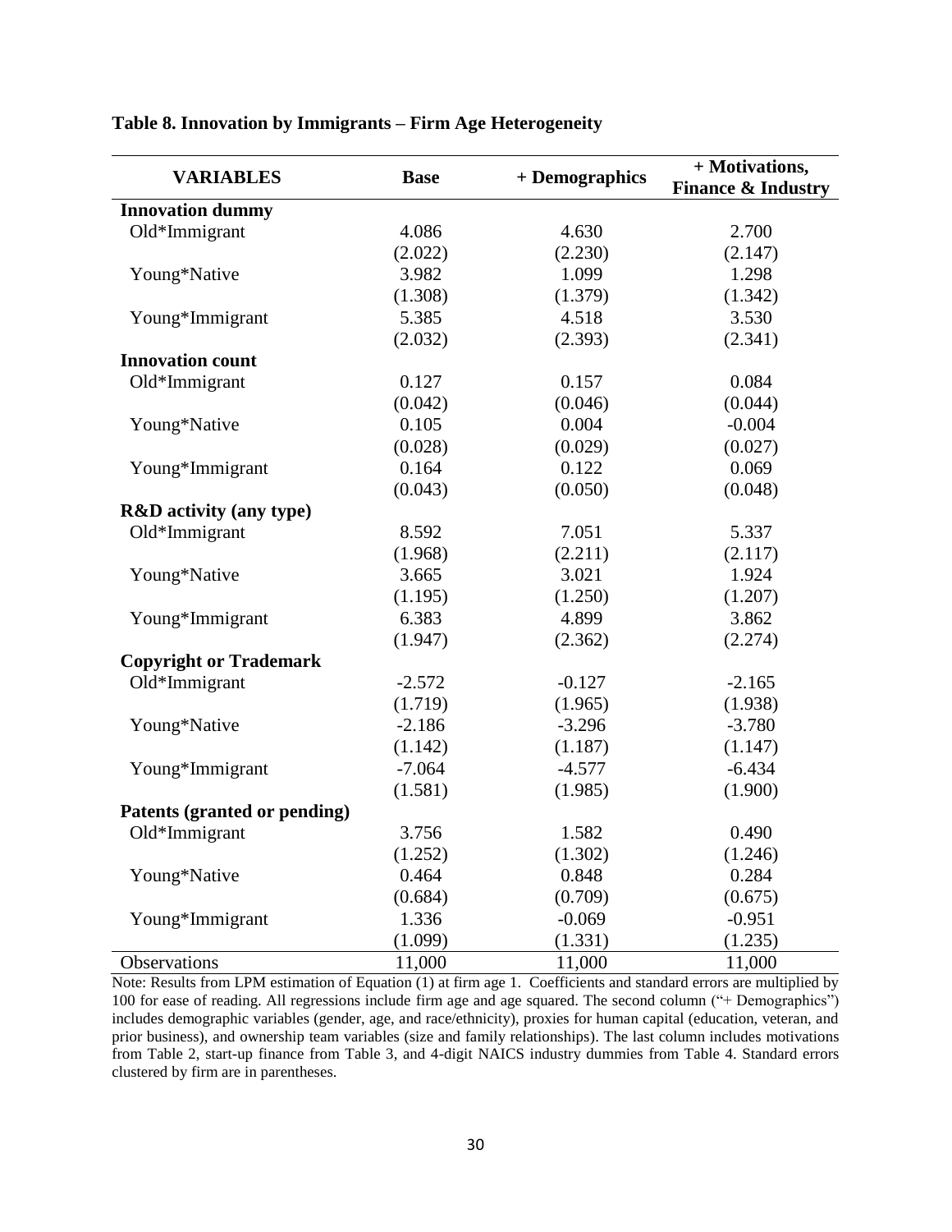**Table 8. Innovation by Immigrants – Firm Age Heterogeneity**

| VARIABLES | Base | + Demographics | + Motivations, Finance & Industry |
|---|---|---|---|
| **Innovation dummy** | | | |
| Old*Immigrant | 4.086 | 4.630 | 2.700 |
| | (2.022) | (2.230) | (2.147) |
| Young*Native | 3.982 | 1.099 | 1.298 |
| | (1.308) | (1.379) | (1.342) |
| Young*Immigrant | 5.385 | 4.518 | 3.530 |
| | (2.032) | (2.393) | (2.341) |
| **Innovation count** | | | |
| Old*Immigrant | 0.127 | 0.157 | 0.084 |
| | (0.042) | (0.046) | (0.044) |
| Young*Native | 0.105 | 0.004 | -0.004 |
| | (0.028) | (0.029) | (0.027) |
| Young*Immigrant | 0.164 | 0.122 | 0.069 |
| | (0.043) | (0.050) | (0.048) |
| **R&D activity (any type)** | | | |
| Old*Immigrant | 8.592 | 7.051 | 5.337 |
| | (1.968) | (2.211) | (2.117) |
| Young*Native | 3.665 | 3.021 | 1.924 |
| | (1.195) | (1.250) | (1.207) |
| Young*Immigrant | 6.383 | 4.899 | 3.862 |
| | (1.947) | (2.362) | (2.274) |
| **Copyright or Trademark** | | | |
| Old*Immigrant | -2.572 | -0.127 | -2.165 |
| | (1.719) | (1.965) | (1.938) |
| Young*Native | -2.186 | -3.296 | -3.780 |
| | (1.142) | (1.187) | (1.147) |
| Young*Immigrant | -7.064 | -4.577 | -6.434 |
| | (1.581) | (1.985) | (1.900) |
| **Patents (granted or pending)** | | | |
| Old*Immigrant | 3.756 | 1.582 | 0.490 |
| | (1.252) | (1.302) | (1.246) |
| Young*Native | 0.464 | 0.848 | 0.284 |
| | (0.684) | (0.709) | (0.675) |
| Young*Immigrant | 1.336 | -0.069 | -0.951 |
| | (1.099) | (1.331) | (1.235) |
| Observations | 11,000 | 11,000 | 11,000 |

Note: Results from LPM estimation of Equation (1) at firm age 1. Coefficients and standard errors are multiplied by 100 for ease of reading. All regressions include firm age and age squared. The second column ("+ Demographics") includes demographic variables (gender, age, and race/ethnicity), proxies for human capital (education, veteran, and prior business), and ownership team variables (size and family relationships). The last column includes motivations from Table 2, start-up finance from Table 3, and 4-digit NAICS industry dummies from Table 4. Standard errors clustered by firm are in parentheses.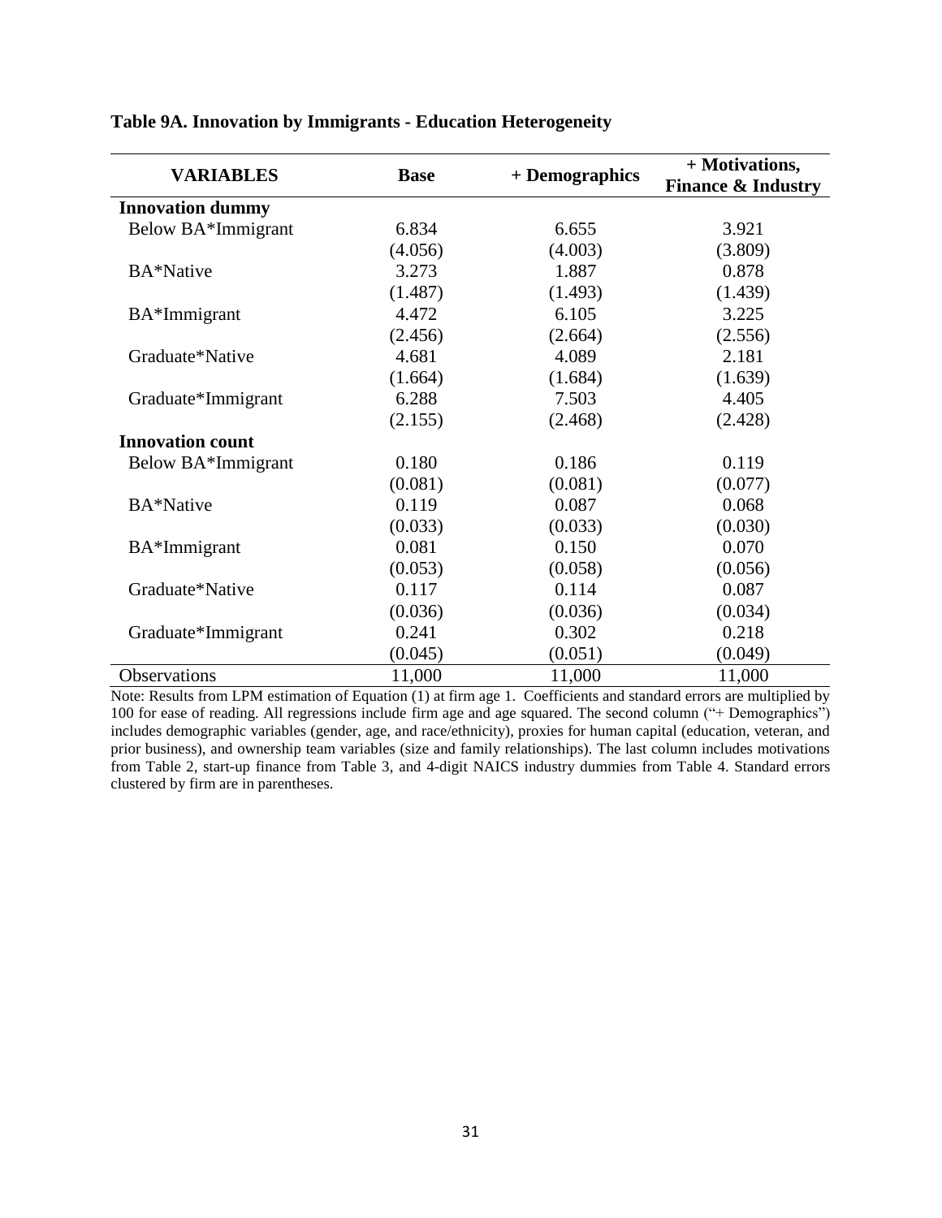**Table 9A. Innovation by Immigrants - Education Heterogeneity**

| VARIABLES | Base | + Demographics | + Motivations, Finance & Industry |
|---|---|---|---|
| **Innovation dummy** | | | |
| Below BA*Immigrant | 6.834 | 6.655 | 3.921 |
| | (4.056) | (4.003) | (3.809) |
| BA*Native | 3.273 | 1.887 | 0.878 |
| | (1.487) | (1.493) | (1.439) |
| BA*Immigrant | 4.472 | 6.105 | 3.225 |
| | (2.456) | (2.664) | (2.556) |
| Graduate*Native | 4.681 | 4.089 | 2.181 |
| | (1.664) | (1.684) | (1.639) |
| Graduate*Immigrant | 6.288 | 7.503 | 4.405 |
| | (2.155) | (2.468) | (2.428) |
| **Innovation count** | | | |
| Below BA*Immigrant | 0.180 | 0.186 | 0.119 |
| | (0.081) | (0.081) | (0.077) |
| BA*Native | 0.119 | 0.087 | 0.068 |
| | (0.033) | (0.033) | (0.030) |
| BA*Immigrant | 0.081 | 0.150 | 0.070 |
| | (0.053) | (0.058) | (0.056) |
| Graduate*Native | 0.117 | 0.114 | 0.087 |
| | (0.036) | (0.036) | (0.034) |
| Graduate*Immigrant | 0.241 | 0.302 | 0.218 |
| | (0.045) | (0.051) | (0.049) |
| Observations | 11,000 | 11,000 | 11,000 |

Note: Results from LPM estimation of Equation (1) at firm age 1. Coefficients and standard errors are multiplied by 100 for ease of reading. All regressions include firm age and age squared. The second column ("+ Demographics") includes demographic variables (gender, age, and race/ethnicity), proxies for human capital (education, veteran, and prior business), and ownership team variables (size and family relationships). The last column includes motivations from Table 2, start-up finance from Table 3, and 4-digit NAICS industry dummies from Table 4. Standard errors clustered by firm are in parentheses.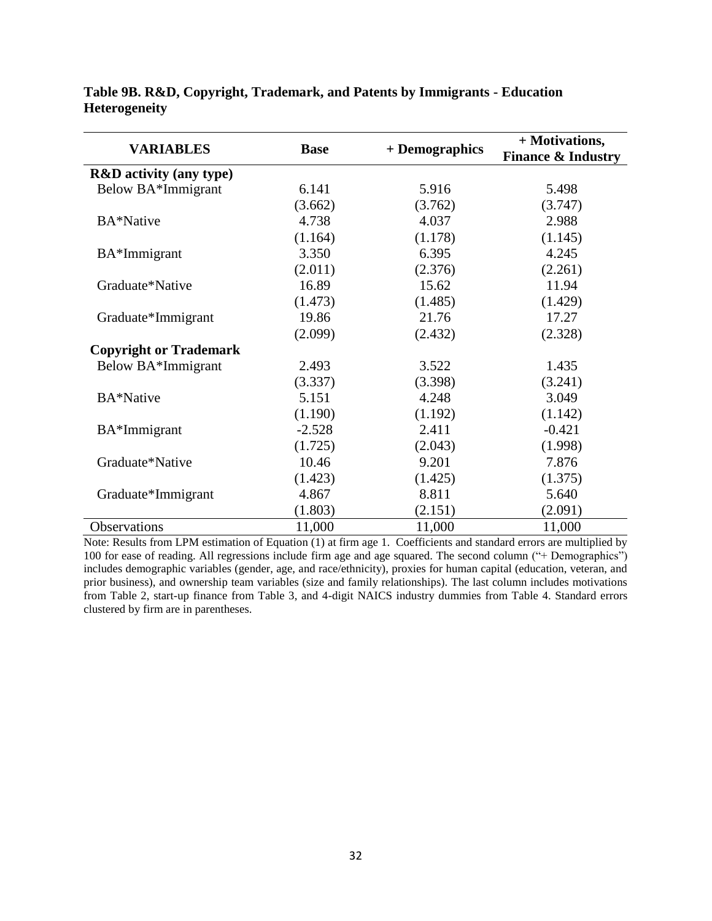**Table 9B. R&D, Copyright, Trademark, and Patents by Immigrants - Education Heterogeneity**

| VARIABLES | Base | + Demographics | + Motivations, Finance & Industry |
|---|---|---|---|
| **R&D activity (any type)** | | | |
| Below BA*Immigrant | 6.141 | 5.916 | 5.498 |
| | (3.662) | (3.762) | (3.747) |
| BA*Native | 4.738 | 4.037 | 2.988 |
| | (1.164) | (1.178) | (1.145) |
| BA*Immigrant | 3.350 | 6.395 | 4.245 |
| | (2.011) | (2.376) | (2.261) |
| Graduate*Native | 16.89 | 15.62 | 11.94 |
| | (1.473) | (1.485) | (1.429) |
| Graduate*Immigrant | 19.86 | 21.76 | 17.27 |
| | (2.099) | (2.432) | (2.328) |
| **Copyright or Trademark** | | | |
| Below BA*Immigrant | 2.493 | 3.522 | 1.435 |
| | (3.337) | (3.398) | (3.241) |
| BA*Native | 5.151 | 4.248 | 3.049 |
| | (1.190) | (1.192) | (1.142) |
| BA*Immigrant | -2.528 | 2.411 | -0.421 |
| | (1.725) | (2.043) | (1.998) |
| Graduate*Native | 10.46 | 9.201 | 7.876 |
| | (1.423) | (1.425) | (1.375) |
| Graduate*Immigrant | 4.867 | 8.811 | 5.640 |
| | (1.803) | (2.151) | (2.091) |
| Observations | 11,000 | 11,000 | 11,000 |

Note: Results from LPM estimation of Equation (1) at firm age 1. Coefficients and standard errors are multiplied by 100 for ease of reading. All regressions include firm age and age squared. The second column ("+ Demographics") includes demographic variables (gender, age, and race/ethnicity), proxies for human capital (education, veteran, and prior business), and ownership team variables (size and family relationships). The last column includes motivations from Table 2, start-up finance from Table 3, and 4-digit NAICS industry dummies from Table 4. Standard errors clustered by firm are in parentheses.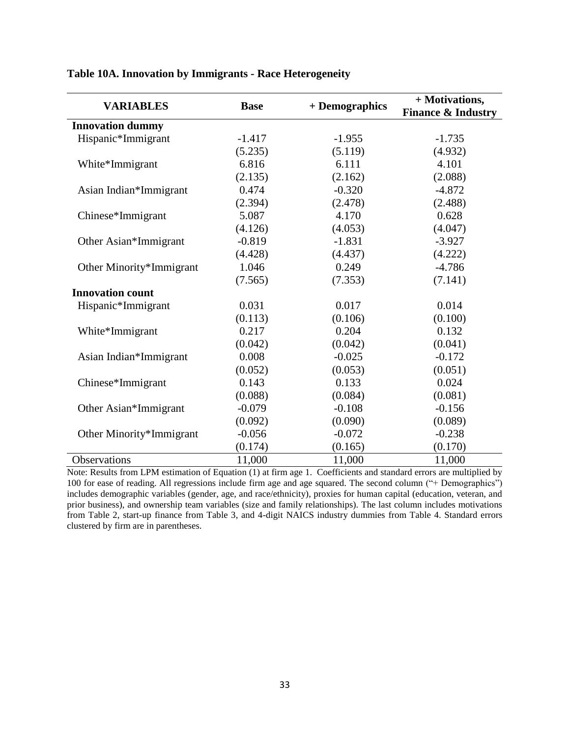**Table 10A. Innovation by Immigrants - Race Heterogeneity**

| VARIABLES | Base | + Demographics | + Motivations, Finance & Industry |
|---|---|---|---|
| **Innovation dummy** | | | |
| Hispanic*Immigrant | -1.417 | -1.955 | -1.735 |
| | (5.235) | (5.119) | (4.932) |
| White*Immigrant | 6.816 | 6.111 | 4.101 |
| | (2.135) | (2.162) | (2.088) |
| Asian Indian*Immigrant | 0.474 | -0.320 | -4.872 |
| | (2.394) | (2.478) | (2.488) |
| Chinese*Immigrant | 5.087 | 4.170 | 0.628 |
| | (4.126) | (4.053) | (4.047) |
| Other Asian*Immigrant | -0.819 | -1.831 | -3.927 |
| | (4.428) | (4.437) | (4.222) |
| Other Minority*Immigrant | 1.046 | 0.249 | -4.786 |
| | (7.565) | (7.353) | (7.141) |
| **Innovation count** | | | |
| Hispanic*Immigrant | 0.031 | 0.017 | 0.014 |
| | (0.113) | (0.106) | (0.100) |
| White*Immigrant | 0.217 | 0.204 | 0.132 |
| | (0.042) | (0.042) | (0.041) |
| Asian Indian*Immigrant | 0.008 | -0.025 | -0.172 |
| | (0.052) | (0.053) | (0.051) |
| Chinese*Immigrant | 0.143 | 0.133 | 0.024 |
| | (0.088) | (0.084) | (0.081) |
| Other Asian*Immigrant | -0.079 | -0.108 | -0.156 |
| | (0.092) | (0.090) | (0.089) |
| Other Minority*Immigrant | -0.056 | -0.072 | -0.238 |
| | (0.174) | (0.165) | (0.170) |
| Observations | 11,000 | 11,000 | 11,000 |

Note: Results from LPM estimation of Equation (1) at firm age 1. Coefficients and standard errors are multiplied by 100 for ease of reading. All regressions include firm age and age squared. The second column ("+ Demographics") includes demographic variables (gender, age, and race/ethnicity), proxies for human capital (education, veteran, and prior business), and ownership team variables (size and family relationships). The last column includes motivations from Table 2, start-up finance from Table 3, and 4-digit NAICS industry dummies from Table 4. Standard errors clustered by firm are in parentheses.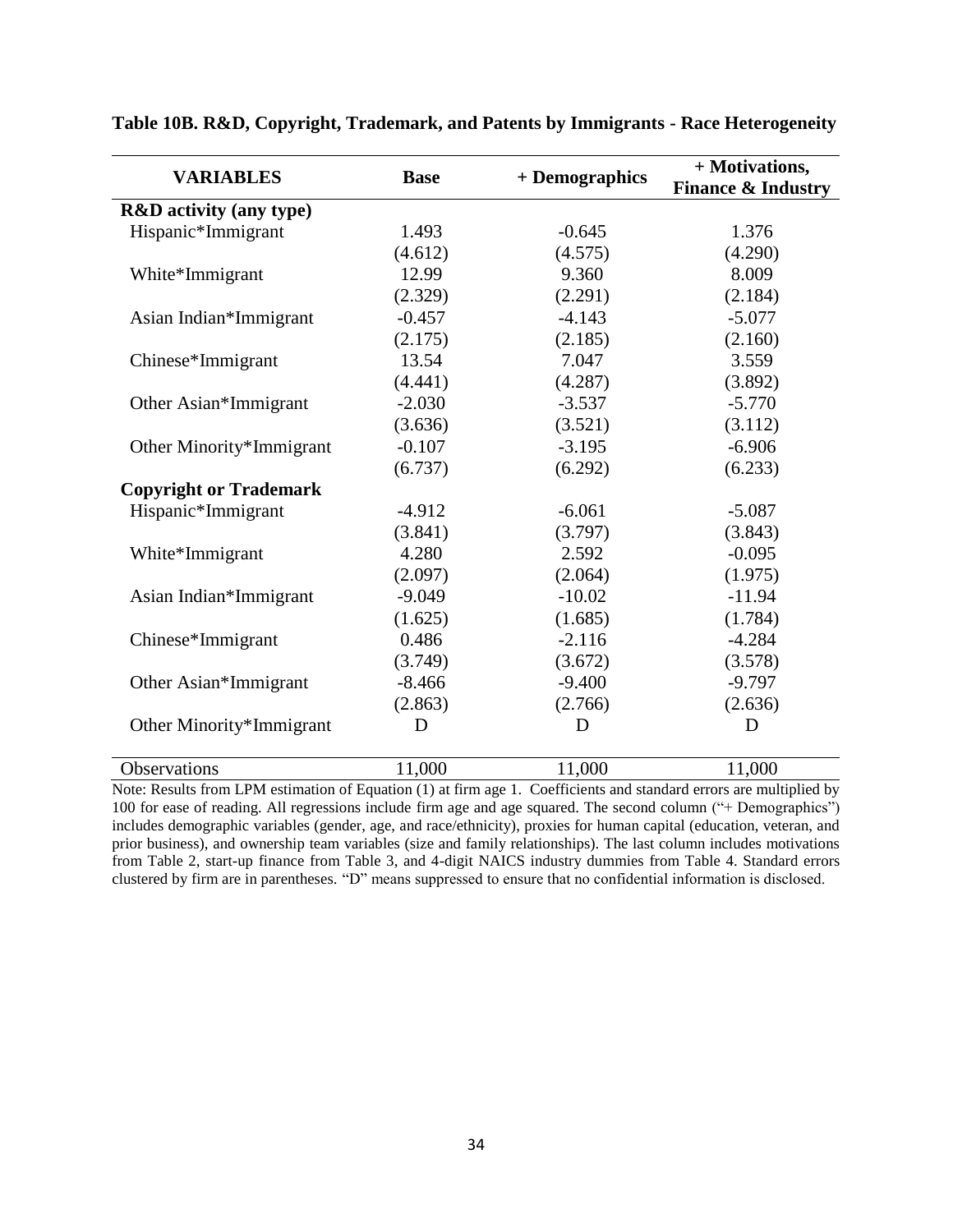**Table 10B. R&D, Copyright, Trademark, and Patents by Immigrants - Race Heterogeneity**

| VARIABLES | Base | + Demographics | + Motivations, Finance & Industry |
|---|---|---|---|
| **R&D activity (any type)** | | | |
| Hispanic*Immigrant | 1.493 | -0.645 | 1.376 |
| | (4.612) | (4.575) | (4.290) |
| White*Immigrant | 12.99 | 9.360 | 8.009 |
| | (2.329) | (2.291) | (2.184) |
| Asian Indian*Immigrant | -0.457 | -4.143 | -5.077 |
| | (2.175) | (2.185) | (2.160) |
| Chinese*Immigrant | 13.54 | 7.047 | 3.559 |
| | (4.441) | (4.287) | (3.892) |
| Other Asian*Immigrant | -2.030 | -3.537 | -5.770 |
| | (3.636) | (3.521) | (3.112) |
| Other Minority*Immigrant | -0.107 | -3.195 | -6.906 |
| | (6.737) | (6.292) | (6.233) |
| **Copyright or Trademark** | | | |
| Hispanic*Immigrant | -4.912 | -6.061 | -5.087 |
| | (3.841) | (3.797) | (3.843) |
| White*Immigrant | 4.280 | 2.592 | -0.095 |
| | (2.097) | (2.064) | (1.975) |
| Asian Indian*Immigrant | -9.049 | -10.02 | -11.94 |
| | (1.625) | (1.685) | (1.784) |
| Chinese*Immigrant | 0.486 | -2.116 | -4.284 |
| | (3.749) | (3.672) | (3.578) |
| Other Asian*Immigrant | -8.466 | -9.400 | -9.797 |
| | (2.863) | (2.766) | (2.636) |
| Other Minority*Immigrant | D | D | D |
| Observations | 11,000 | 11,000 | 11,000 |

Note: Results from LPM estimation of Equation (1) at firm age 1. Coefficients and standard errors are multiplied by 100 for ease of reading. All regressions include firm age and age squared. The second column ("+ Demographics") includes demographic variables (gender, age, and race/ethnicity), proxies for human capital (education, veteran, and prior business), and ownership team variables (size and family relationships). The last column includes motivations from Table 2, start-up finance from Table 3, and 4-digit NAICS industry dummies from Table 4. Standard errors clustered by firm are in parentheses. "D" means suppressed to ensure that no confidential information is disclosed.